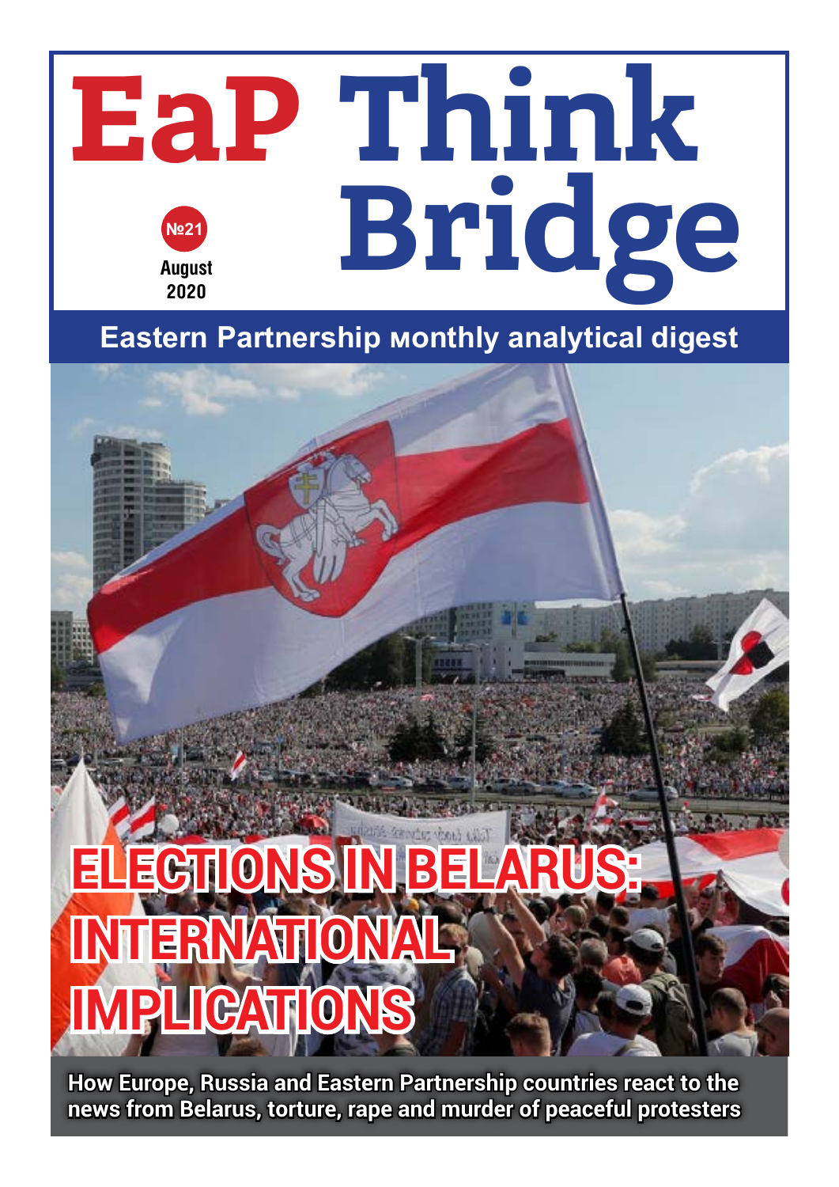# EaP Think Bridge

№21

August 2020

**Eastern Partnership мonthly analytical digest**

# ELECTIONS IN BELARUS: INTERNATIONAL IMPLICATIONS

**How Europe, Russia and Eastern Partnership countries react to the news from Belarus, torture, rape and murder of peaceful protesters**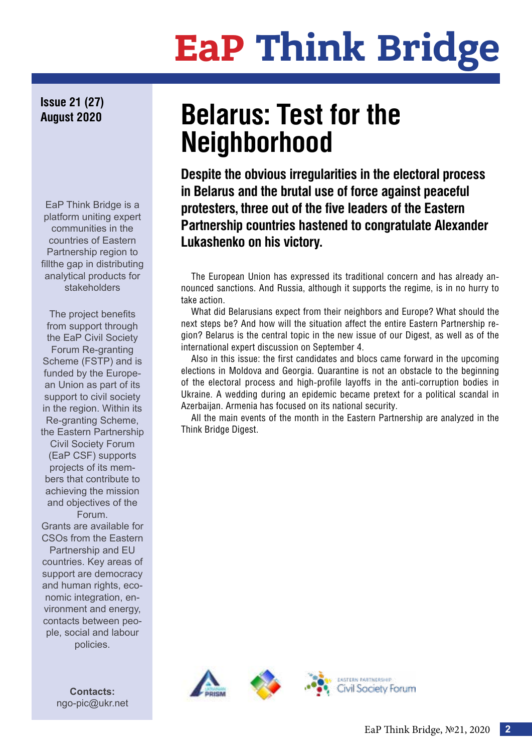# EaP Think Bridge

**Issue 21 (27)**
**August 2020**

EaP Think Bridge is a platform uniting expert communities in the countries of Eastern Partnership region to fillthe gap in distributing analytical products for stakeholders

The project benefits from support through the EaP Civil Society Forum Re-granting Scheme (FSTP) and is funded by the European Union as part of its support to civil society in the region. Within its Re-granting Scheme, the Eastern Partnership Civil Society Forum (EaP CSF) supports projects of its members that contribute to achieving the mission and objectives of the Forum.
Grants are available for CSOs from the Eastern Partnership and EU countries. Key areas of support are democracy and human rights, economic integration, environment and energy, contacts between people, social and labour policies.

**Contacts:**
ngo-pic@ukr.net

## Belarus: Test for the Neighborhood

**Despite the obvious irregularities in the electoral process in Belarus and the brutal use of force against peaceful protesters, three out of the five leaders of the Eastern Partnership countries hastened to congratulate Alexander Lukashenko on his victory.**

The European Union has expressed its traditional concern and has already announced sanctions. And Russia, although it supports the regime, is in no hurry to take action.

What did Belarusians expect from their neighbors and Europe? What should the next steps be? And how will the situation affect the entire Eastern Partnership region? Belarus is the central topic in the new issue of our Digest, as well as of the international expert discussion on September 4.

Also in this issue: the first candidates and blocs came forward in the upcoming elections in Moldova and Georgia. Quarantine is not an obstacle to the beginning of the electoral process and high-profile layoffs in the anti-corruption bodies in Ukraine. A wedding during an epidemic became pretext for a political scandal in Azerbaijan. Armenia has focused on its national security.

All the main events of the month in the Eastern Partnership are analyzed in the Think Bridge Digest.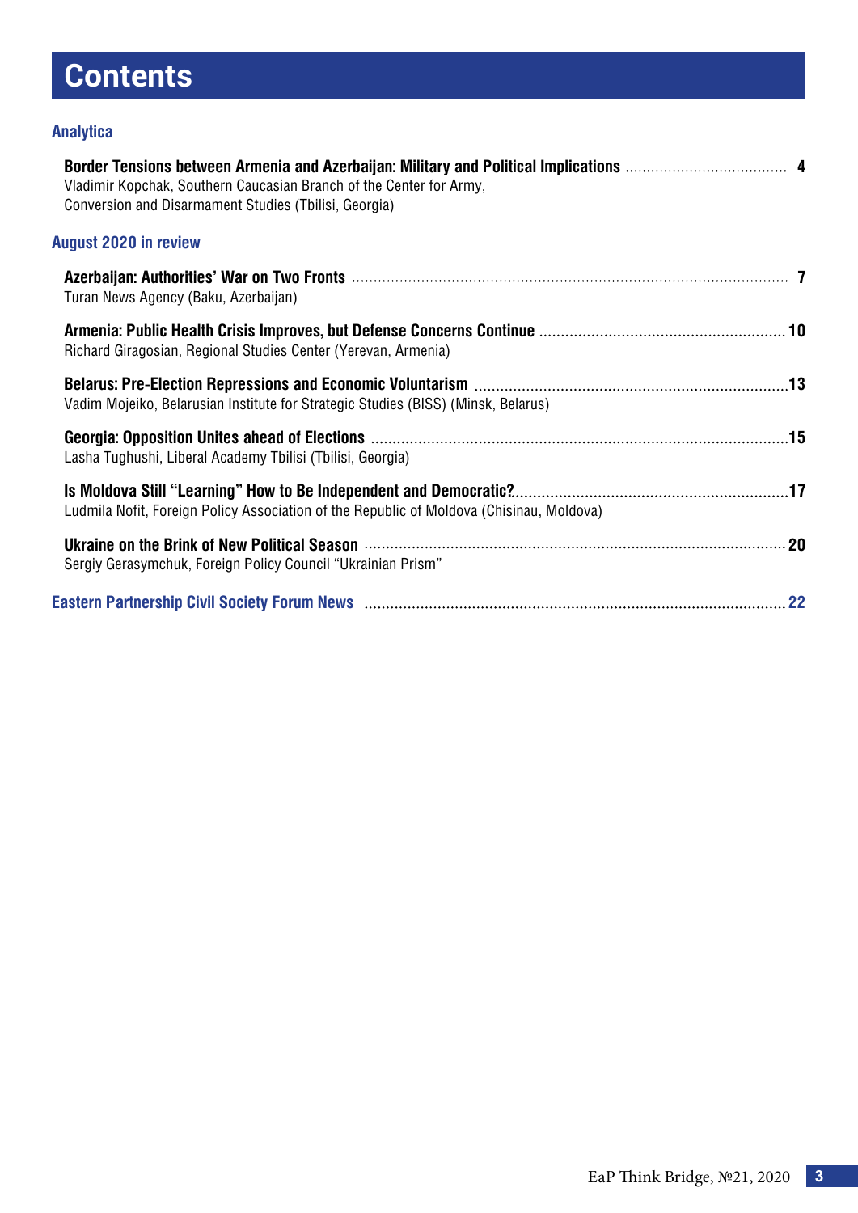# Contents

## Analytica

**Border Tensions between Armenia and Azerbaijan: Military and Political Implications** ...................................... 4
Vladimir Kopchak, Southern Caucasian Branch of the Center for Army, Conversion and Disarmament Studies (Tbilisi, Georgia)

## August 2020 in review

**Azerbaijan: Authorities' War on Two Fronts** .................................................................................................... 7
Turan News Agency (Baku, Azerbaijan)

**Armenia: Public Health Crisis Improves, but Defense Concerns Continue** ......................................................... 10
Richard Giragosian, Regional Studies Center (Yerevan, Armenia)

**Belarus: Pre-Election Repressions and Economic Voluntarism** ........................................................................ 13
Vadim Mojeiko, Belarusian Institute for Strategic Studies (BISS) (Minsk, Belarus)

**Georgia: Opposition Unites ahead of Elections** ................................................................................................ 15
Lasha Tughushi, Liberal Academy Tbilisi (Tbilisi, Georgia)

**Is Moldova Still "Learning" How to Be Independent and Democratic?** ............................................................... 17
Ludmila Nofit, Foreign Policy Association of the Republic of Moldova (Chisinau, Moldova)

**Ukraine on the Brink of New Political Season** ................................................................................................. 20
Sergiy Gerasymchuk, Foreign Policy Council "Ukrainian Prism"

## Eastern Partnership Civil Society Forum News ................................................................................................. 22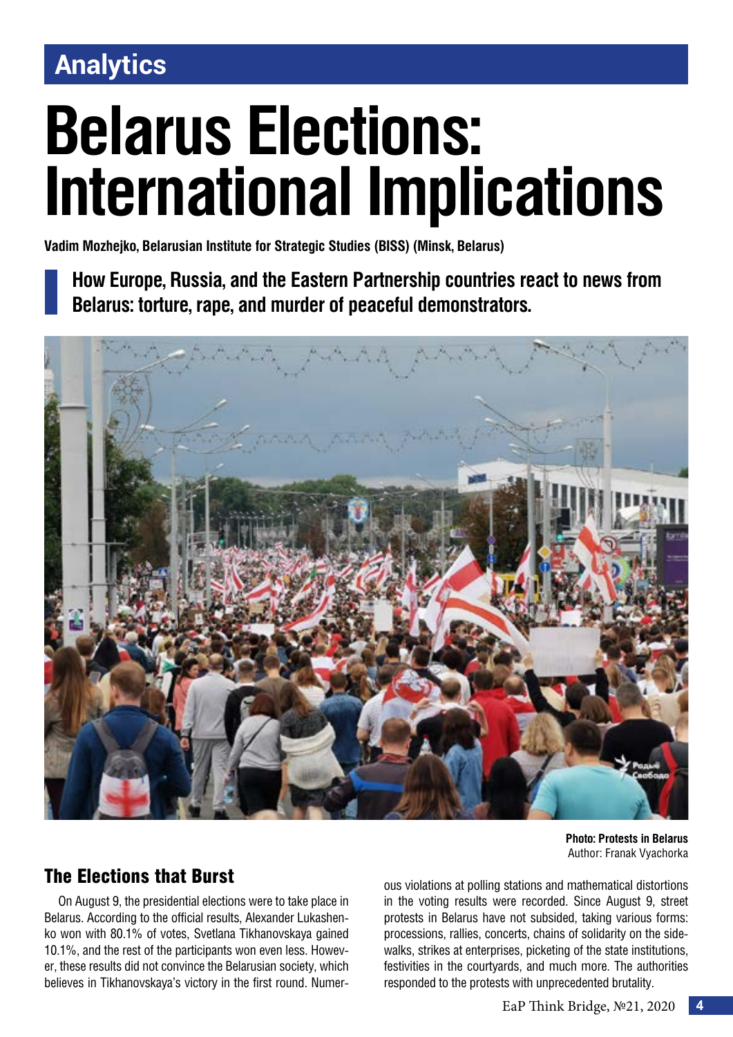Analytics

# Belarus Elections: International Implications

**Vadim Mozhejko, Belarusian Institute for Strategic Studies (BISS) (Minsk, Belarus)**

**How Europe, Russia, and the Eastern Partnership countries react to news from Belarus: torture, rape, and murder of peaceful demonstrators.**

**Photo: Protests in Belarus**
Author: Franak Vyachorka

## The Elections that Burst

On August 9, the presidential elections were to take place in Belarus. According to the official results, Alexander Lukashenko won with 80.1% of votes, Svetlana Tikhanovskaya gained 10.1%, and the rest of the participants won even less. However, these results did not convince the Belarusian society, which believes in Tikhanovskaya's victory in the first round. Numerous violations at polling stations and mathematical distortions in the voting results were recorded. Since August 9, street protests in Belarus have not subsided, taking various forms: processions, rallies, concerts, chains of solidarity on the sidewalks, strikes at enterprises, picketing of the state institutions, festivities in the courtyards, and much more. The authorities responded to the protests with unprecedented brutality.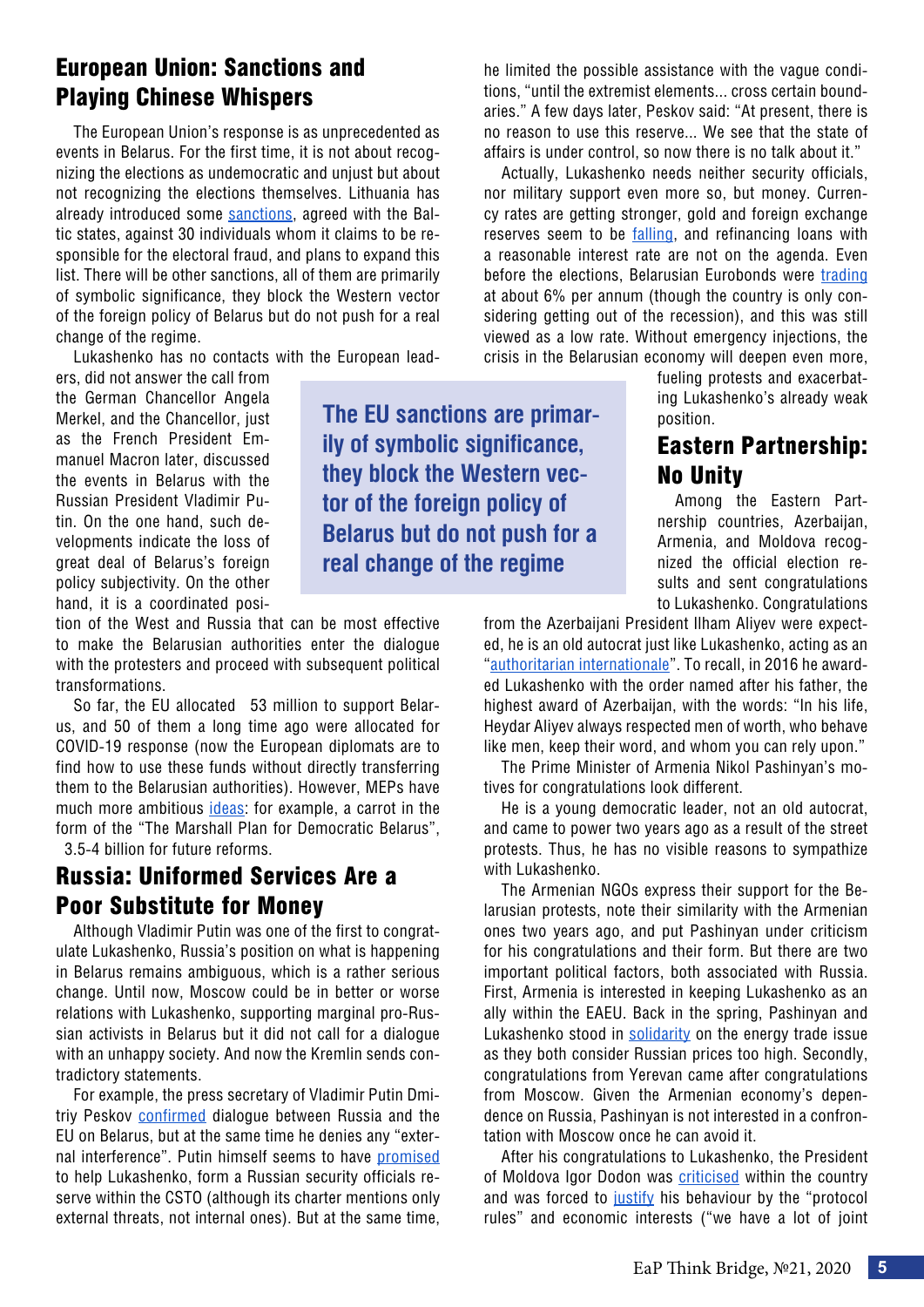## European Union: Sanctions and Playing Chinese Whispers

The European Union's response is as unprecedented as events in Belarus. For the first time, it is not about recognizing the elections as undemocratic and unjust but about not recognizing the elections themselves. Lithuania has already introduced some sanctions, agreed with the Baltic states, against 30 individuals whom it claims to be responsible for the electoral fraud, and plans to expand this list. There will be other sanctions, all of them are primarily of symbolic significance, they block the Western vector of the foreign policy of Belarus but do not push for a real change of the regime.

Lukashenko has no contacts with the European leaders, did not answer the call from the German Chancellor Angela Merkel, and the Chancellor, just as the French President Emmanuel Macron later, discussed the events in Belarus with the Russian President Vladimir Putin. On the one hand, such developments indicate the loss of great deal of Belarus's foreign policy subjectivity. On the other hand, it is a coordinated position of the West and Russia that can be most effective to make the Belarusian authorities enter the dialogue with the protesters and proceed with subsequent political transformations.

> **The EU sanctions are primarily of symbolic significance, they block the Western vector of the foreign policy of Belarus but do not push for a real change of the regime**

So far, the EU allocated  53 million to support Belarus, and 50 of them a long time ago were allocated for COVID-19 response (now the European diplomats are to find how to use these funds without directly transferring them to the Belarusian authorities). However, MEPs have much more ambitious ideas: for example, a carrot in the form of the "The Marshall Plan for Democratic Belarus",  3.5-4 billion for future reforms.

## Russia: Uniformed Services Are a Poor Substitute for Money

Although Vladimir Putin was one of the first to congratulate Lukashenko, Russia's position on what is happening in Belarus remains ambiguous, which is a rather serious change. Until now, Moscow could be in better or worse relations with Lukashenko, supporting marginal pro-Russian activists in Belarus but it did not call for a dialogue with an unhappy society. And now the Kremlin sends contradictory statements.

For example, the press secretary of Vladimir Putin Dmitriy Peskov confirmed dialogue between Russia and the EU on Belarus, but at the same time he denies any "external interference". Putin himself seems to have promised to help Lukashenko, form a Russian security officials reserve within the CSTO (although its charter mentions only external threats, not internal ones). But at the same time, he limited the possible assistance with the vague conditions, "until the extremist elements... cross certain boundaries." A few days later, Peskov said: "At present, there is no reason to use this reserve... We see that the state of affairs is under control, so now there is no talk about it."

Actually, Lukashenko needs neither security officials, nor military support even more so, but money. Currency rates are getting stronger, gold and foreign exchange reserves seem to be falling, and refinancing loans with a reasonable interest rate are not on the agenda. Even before the elections, Belarusian Eurobonds were trading at about 6% per annum (though the country is only considering getting out of the recession), and this was still viewed as a low rate. Without emergency injections, the crisis in the Belarusian economy will deepen even more, fueling protests and exacerbating Lukashenko's already weak position.

## Eastern Partnership: No Unity

Among the Eastern Partnership countries, Azerbaijan, Armenia, and Moldova recognized the official election results and sent congratulations to Lukashenko. Congratulations from the Azerbaijani President Ilham Aliyev were expected, he is an old autocrat just like Lukashenko, acting as an "authoritarian internationale". To recall, in 2016 he awarded Lukashenko with the order named after his father, the highest award of Azerbaijan, with the words: "In his life, Heydar Aliyev always respected men of worth, who behave like men, keep their word, and whom you can rely upon."

The Prime Minister of Armenia Nikol Pashinyan's motives for congratulations look different.

He is a young democratic leader, not an old autocrat, and came to power two years ago as a result of the street protests. Thus, he has no visible reasons to sympathize with Lukashenko.

The Armenian NGOs express their support for the Belarusian protests, note their similarity with the Armenian ones two years ago, and put Pashinyan under criticism for his congratulations and their form. But there are two important political factors, both associated with Russia. First, Armenia is interested in keeping Lukashenko as an ally within the EAEU. Back in the spring, Pashinyan and Lukashenko stood in solidarity on the energy trade issue as they both consider Russian prices too high. Secondly, congratulations from Yerevan came after congratulations from Moscow. Given the Armenian economy's dependence on Russia, Pashinyan is not interested in a confrontation with Moscow once he can avoid it.

After his congratulations to Lukashenko, the President of Moldova Igor Dodon was criticised within the country and was forced to justify his behaviour by the "protocol rules" and economic interests ("we have a lot of joint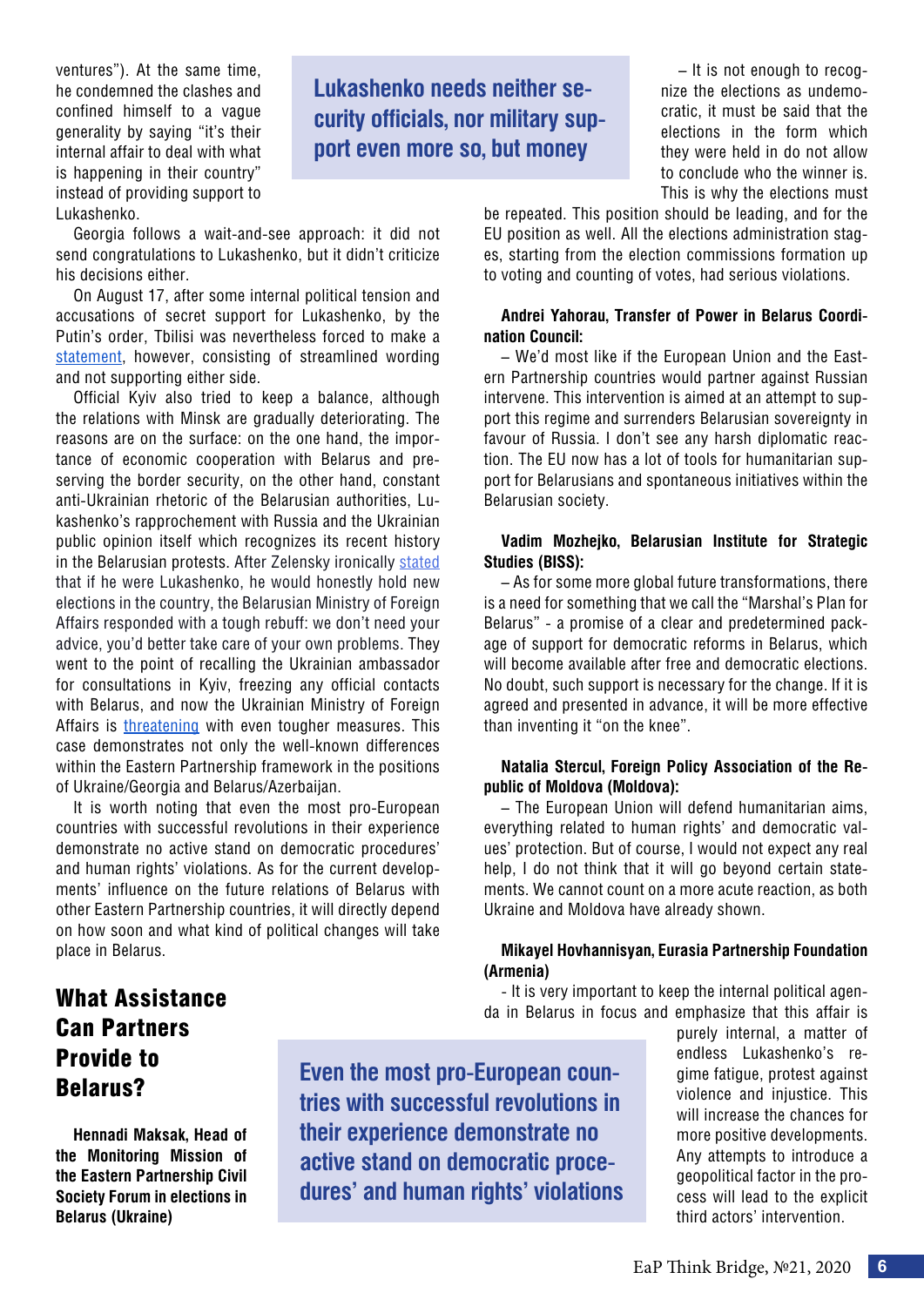ventures"). At the same time, he condemned the clashes and confined himself to a vague generality by saying "it's their internal affair to deal with what is happening in their country" instead of providing support to Lukashenko.

**Lukashenko needs neither security officials, nor military support even more so, but money**

Georgia follows a wait-and-see approach: it did not send congratulations to Lukashenko, but it didn't criticize his decisions either.

On August 17, after some internal political tension and accusations of secret support for Lukashenko, by the Putin's order, Tbilisi was nevertheless forced to make a statement, however, consisting of streamlined wording and not supporting either side.

Official Kyiv also tried to keep a balance, although the relations with Minsk are gradually deteriorating. The reasons are on the surface: on the one hand, the importance of economic cooperation with Belarus and preserving the border security, on the other hand, constant anti-Ukrainian rhetoric of the Belarusian authorities, Lukashenko's rapprochement with Russia and the Ukrainian public opinion itself which recognizes its recent history in the Belarusian protests. After Zelensky ironically stated that if he were Lukashenko, he would honestly hold new elections in the country, the Belarusian Ministry of Foreign Affairs responded with a tough rebuff: we don't need your advice, you'd better take care of your own problems. They went to the point of recalling the Ukrainian ambassador for consultations in Kyiv, freezing any official contacts with Belarus, and now the Ukrainian Ministry of Foreign Affairs is threatening with even tougher measures. This case demonstrates not only the well-known differences within the Eastern Partnership framework in the positions of Ukraine/Georgia and Belarus/Azerbaijan.

It is worth noting that even the most pro-European countries with successful revolutions in their experience demonstrate no active stand on democratic procedures' and human rights' violations. As for the current developments' influence on the future relations of Belarus with other Eastern Partnership countries, it will directly depend on how soon and what kind of political changes will take place in Belarus.

## What Assistance Can Partners Provide to Belarus?

**Hennadi Maksak, Head of the Monitoring Mission of the Eastern Partnership Civil Society Forum in elections in Belarus (Ukraine)**

– It is not enough to recognize the elections as undemocratic, it must be said that the elections in the form which they were held in do not allow to conclude who the winner is. This is why the elections must be repeated. This position should be leading, and for the EU position as well. All the elections administration stages, starting from the election commissions formation up to voting and counting of votes, had serious violations.

**Andrei Yahorau, Transfer of Power in Belarus Coordination Council:**

– We'd most like if the European Union and the Eastern Partnership countries would partner against Russian intervene. This intervention is aimed at an attempt to support this regime and surrenders Belarusian sovereignty in favour of Russia. I don't see any harsh diplomatic reaction. The EU now has a lot of tools for humanitarian support for Belarusians and spontaneous initiatives within the Belarusian society.

**Vadim Mozhejko, Belarusian Institute for Strategic Studies (BISS):**

– As for some more global future transformations, there is a need for something that we call the "Marshal's Plan for Belarus" - a promise of a clear and predetermined package of support for democratic reforms in Belarus, which will become available after free and democratic elections. No doubt, such support is necessary for the change. If it is agreed and presented in advance, it will be more effective than inventing it "on the knee".

**Natalia Stercul, Foreign Policy Association of the Republic of Moldova (Moldova):**

– The European Union will defend humanitarian aims, everything related to human rights' and democratic values' protection. But of course, I would not expect any real help, I do not think that it will go beyond certain statements. We cannot count on a more acute reaction, as both Ukraine and Moldova have already shown.

**Mikayel Hovhannisyan, Eurasia Partnership Foundation (Armenia)**

- It is very important to keep the internal political agenda in Belarus in focus and emphasize that this affair is purely internal, a matter of endless Lukashenko's regime fatigue, protest against violence and injustice. This will increase the chances for more positive developments. Any attempts to introduce a geopolitical factor in the process will lead to the explicit third actors' intervention.

**Even the most pro-European countries with successful revolutions in their experience demonstrate no active stand on democratic procedures' and human rights' violations**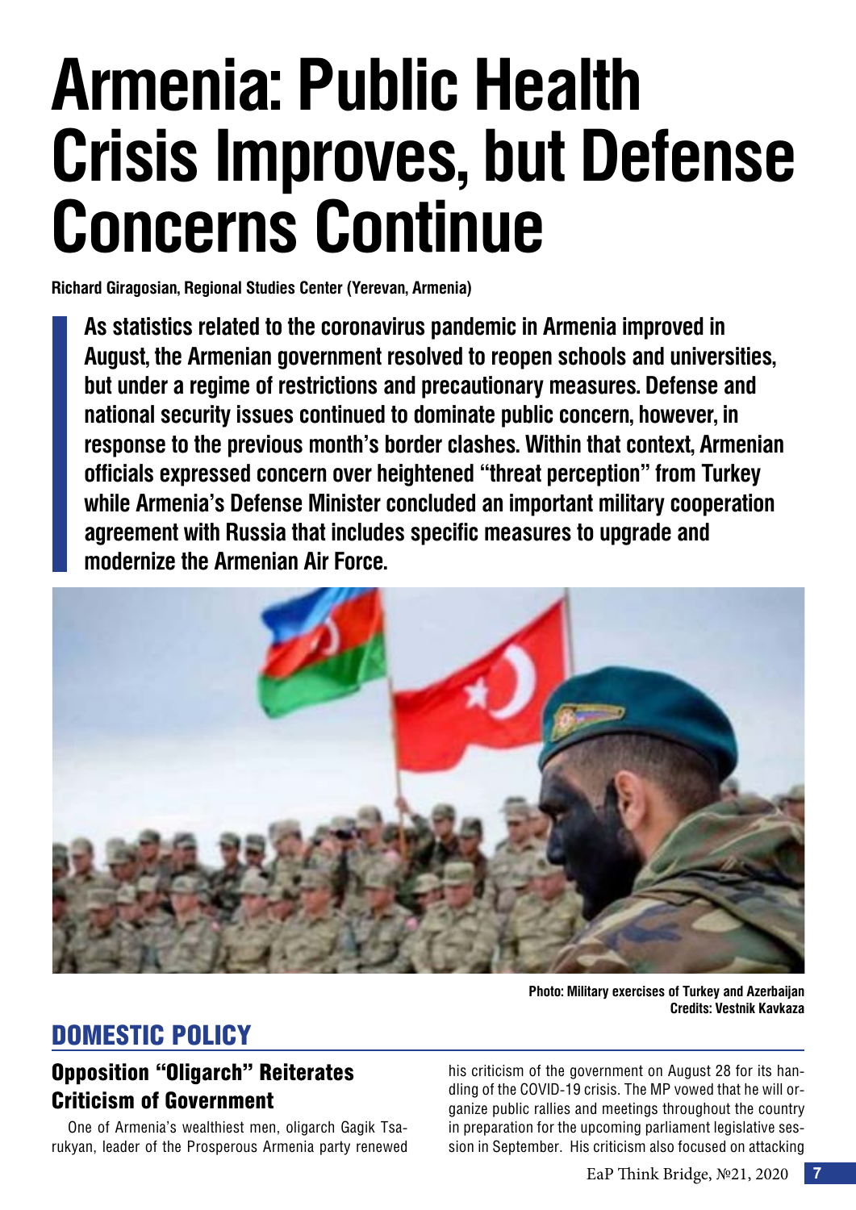# Armenia: Public Health Crisis Improves, but Defense Concerns Continue

**Richard Giragosian, Regional Studies Center (Yerevan, Armenia)**

**As statistics related to the coronavirus pandemic in Armenia improved in August, the Armenian government resolved to reopen schools and universities, but under a regime of restrictions and precautionary measures. Defense and national security issues continued to dominate public concern, however, in response to the previous month's border clashes. Within that context, Armenian officials expressed concern over heightened "threat perception" from Turkey while Armenia's Defense Minister concluded an important military cooperation agreement with Russia that includes specific measures to upgrade and modernize the Armenian Air Force.**

**Photo: Military exercises of Turkey and Azerbaijan**
**Credits: Vestnik Kavkaza**

## DOMESTIC POLICY

### Opposition "Oligarch" Reiterates Criticism of Government

One of Armenia's wealthiest men, oligarch Gagik Tsarukyan, leader of the Prosperous Armenia party renewed his criticism of the government on August 28 for its handling of the COVID-19 crisis. The MP vowed that he will organize public rallies and meetings throughout the country in preparation for the upcoming parliament legislative session in September. His criticism also focused on attacking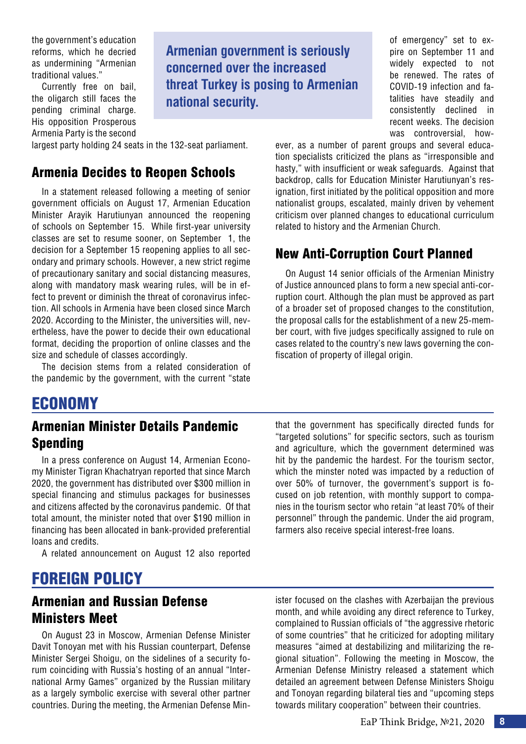the government's education reforms, which he decried as undermining "Armenian traditional values."

Currently free on bail, the oligarch still faces the pending criminal charge. His opposition Prosperous Armenia Party is the second largest party holding 24 seats in the 132-seat parliament.

**Armenian government is seriously concerned over the increased threat Turkey is posing to Armenian national security.**

## Armenia Decides to Reopen Schools

In a statement released following a meeting of senior government officials on August 17, Armenian Education Minister Arayik Harutiunyan announced the reopening of schools on September 15. While first-year university classes are set to resume sooner, on September 1, the decision for a September 15 reopening applies to all secondary and primary schools. However, a new strict regime of precautionary sanitary and social distancing measures, along with mandatory mask wearing rules, will be in effect to prevent or diminish the threat of coronavirus infection. All schools in Armenia have been closed since March 2020. According to the Minister, the universities will, nevertheless, have the power to decide their own educational format, deciding the proportion of online classes and the size and schedule of classes accordingly.

The decision stems from a related consideration of the pandemic by the government, with the current "state of emergency" set to expire on September 11 and widely expected to not be renewed. The rates of COVID-19 infection and fatalities have steadily and consistently declined in recent weeks. The decision was controversial, however, as a number of parent groups and several education specialists criticized the plans as "irresponsible and hasty," with insufficient or weak safeguards. Against that backdrop, calls for Education Minister Harutiunyan's resignation, first initiated by the political opposition and more nationalist groups, escalated, mainly driven by vehement criticism over planned changes to educational curriculum related to history and the Armenian Church.

## New Anti-Corruption Court Planned

On August 14 senior officials of the Armenian Ministry of Justice announced plans to form a new special anti-corruption court. Although the plan must be approved as part of a broader set of proposed changes to the constitution, the proposal calls for the establishment of a new 25-member court, with five judges specifically assigned to rule on cases related to the country's new laws governing the confiscation of property of illegal origin.

# ECONOMY

## Armenian Minister Details Pandemic Spending

In a press conference on August 14, Armenian Economy Minister Tigran Khachatryan reported that since March 2020, the government has distributed over $300 million in special financing and stimulus packages for businesses and citizens affected by the coronavirus pandemic. Of that total amount, the minister noted that over $190 million in financing has been allocated in bank-provided preferential loans and credits.

A related announcement on August 12 also reported that the government has specifically directed funds for "targeted solutions" for specific sectors, such as tourism and agriculture, which the government determined was hit by the pandemic the hardest. For the tourism sector, which the minster noted was impacted by a reduction of over 50% of turnover, the government's support is focused on job retention, with monthly support to companies in the tourism sector who retain "at least 70% of their personnel" through the pandemic. Under the aid program, farmers also receive special interest-free loans.

# FOREIGN POLICY

## Armenian and Russian Defense Ministers Meet

On August 23 in Moscow, Armenian Defense Minister Davit Tonoyan met with his Russian counterpart, Defense Minister Sergei Shoigu, on the sidelines of a security forum coinciding with Russia's hosting of an annual "International Army Games" organized by the Russian military as a largely symbolic exercise with several other partner countries. During the meeting, the Armenian Defense Minister focused on the clashes with Azerbaijan the previous month, and while avoiding any direct reference to Turkey, complained to Russian officials of "the aggressive rhetoric of some countries" that he criticized for adopting military measures "aimed at destabilizing and militarizing the regional situation". Following the meeting in Moscow, the Armenian Defense Ministry released a statement which detailed an agreement between Defense Ministers Shoigu and Tonoyan regarding bilateral ties and "upcoming steps towards military cooperation" between their countries.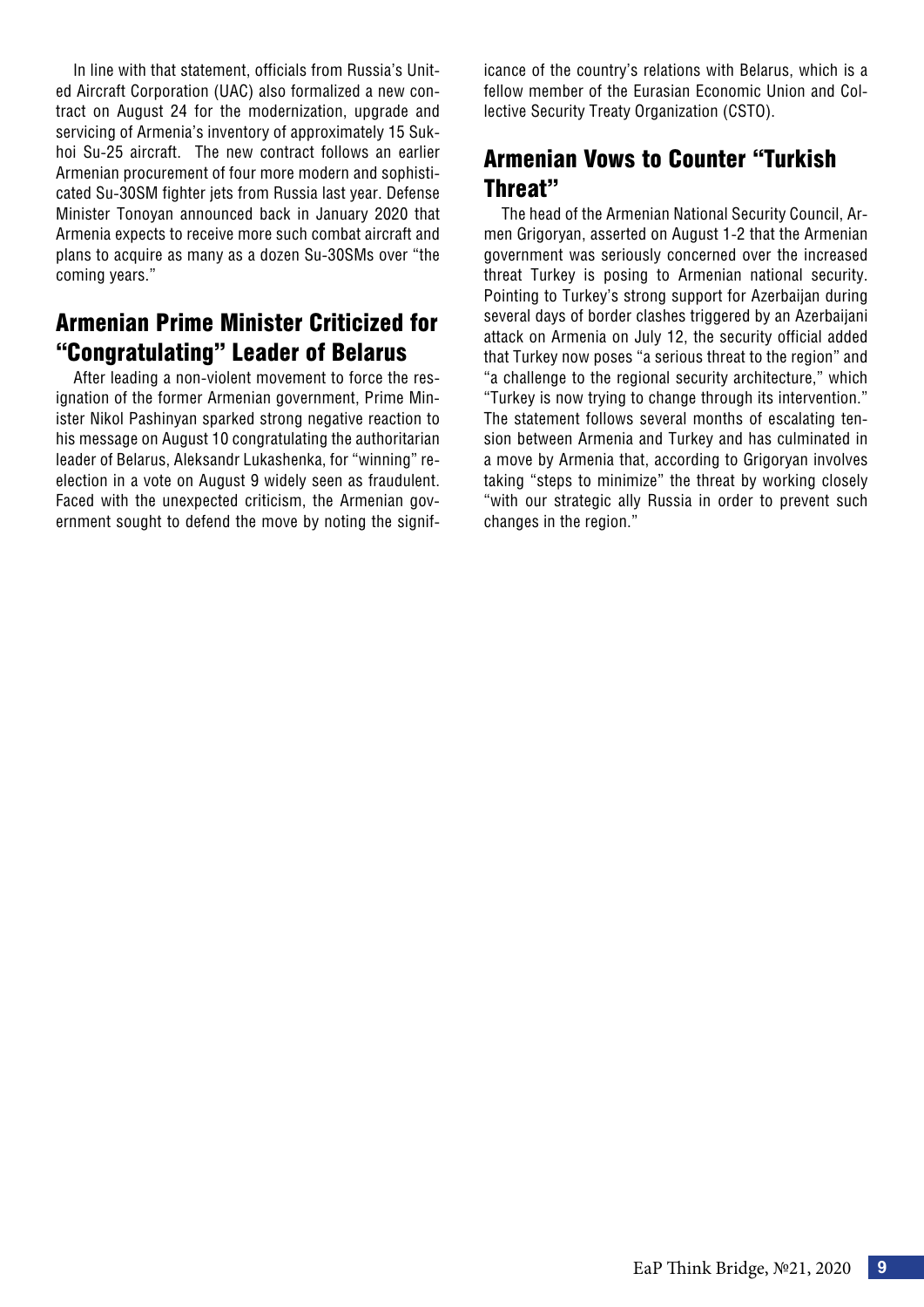In line with that statement, officials from Russia's United Aircraft Corporation (UAC) also formalized a new contract on August 24 for the modernization, upgrade and servicing of Armenia's inventory of approximately 15 Sukhoi Su-25 aircraft. The new contract follows an earlier Armenian procurement of four more modern and sophisticated Su-30SM fighter jets from Russia last year. Defense Minister Tonoyan announced back in January 2020 that Armenia expects to receive more such combat aircraft and plans to acquire as many as a dozen Su-30SMs over "the coming years."

## Armenian Prime Minister Criticized for "Congratulating" Leader of Belarus

After leading a non-violent movement to force the resignation of the former Armenian government, Prime Minister Nikol Pashinyan sparked strong negative reaction to his message on August 10 congratulating the authoritarian leader of Belarus, Aleksandr Lukashenka, for "winning" re-election in a vote on August 9 widely seen as fraudulent. Faced with the unexpected criticism, the Armenian government sought to defend the move by noting the significance of the country's relations with Belarus, which is a fellow member of the Eurasian Economic Union and Collective Security Treaty Organization (CSTO).

## Armenian Vows to Counter "Turkish Threat"

The head of the Armenian National Security Council, Armen Grigoryan, asserted on August 1-2 that the Armenian government was seriously concerned over the increased threat Turkey is posing to Armenian national security. Pointing to Turkey's strong support for Azerbaijan during several days of border clashes triggered by an Azerbaijani attack on Armenia on July 12, the security official added that Turkey now poses "a serious threat to the region" and "a challenge to the regional security architecture," which "Turkey is now trying to change through its intervention." The statement follows several months of escalating tension between Armenia and Turkey and has culminated in a move by Armenia that, according to Grigoryan involves taking "steps to minimize" the threat by working closely "with our strategic ally Russia in order to prevent such changes in the region."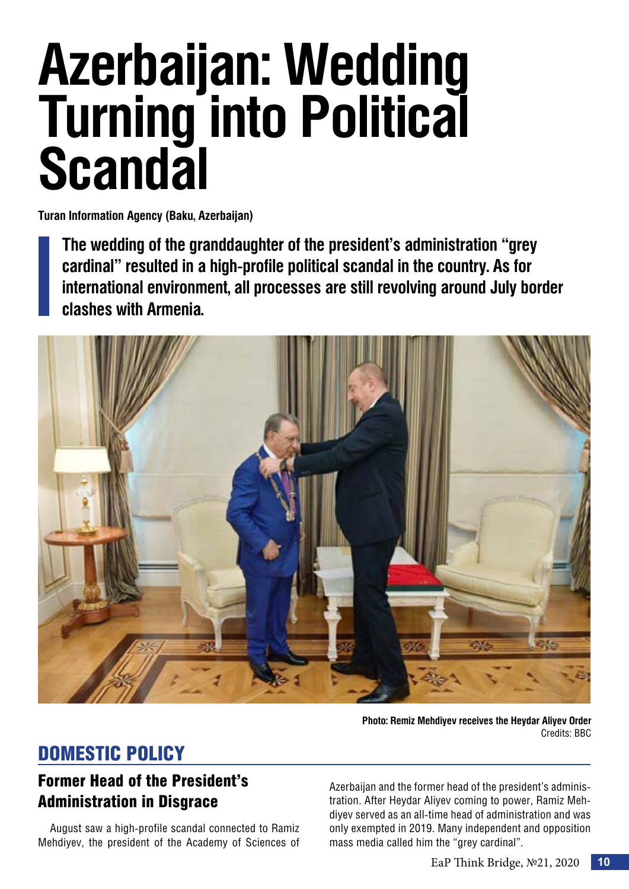# Azerbaijan: Wedding Turning into Political Scandal

**Turan Information Agency (Baku, Azerbaijan)**

**The wedding of the granddaughter of the president's administration "grey cardinal" resulted in a high-profile political scandal in the country. As for international environment, all processes are still revolving around July border clashes with Armenia.**

**Photo: Remiz Mehdiyev receives the Heydar Aliyev Order**
Credits: BBC

## DOMESTIC POLICY

### Former Head of the President's Administration in Disgrace

August saw a high-profile scandal connected to Ramiz Mehdiyev, the president of the Academy of Sciences of Azerbaijan and the former head of the president's administration. After Heydar Aliyev coming to power, Ramiz Mehdiyev served as an all-time head of administration and was only exempted in 2019. Many independent and opposition mass media called him the "grey cardinal".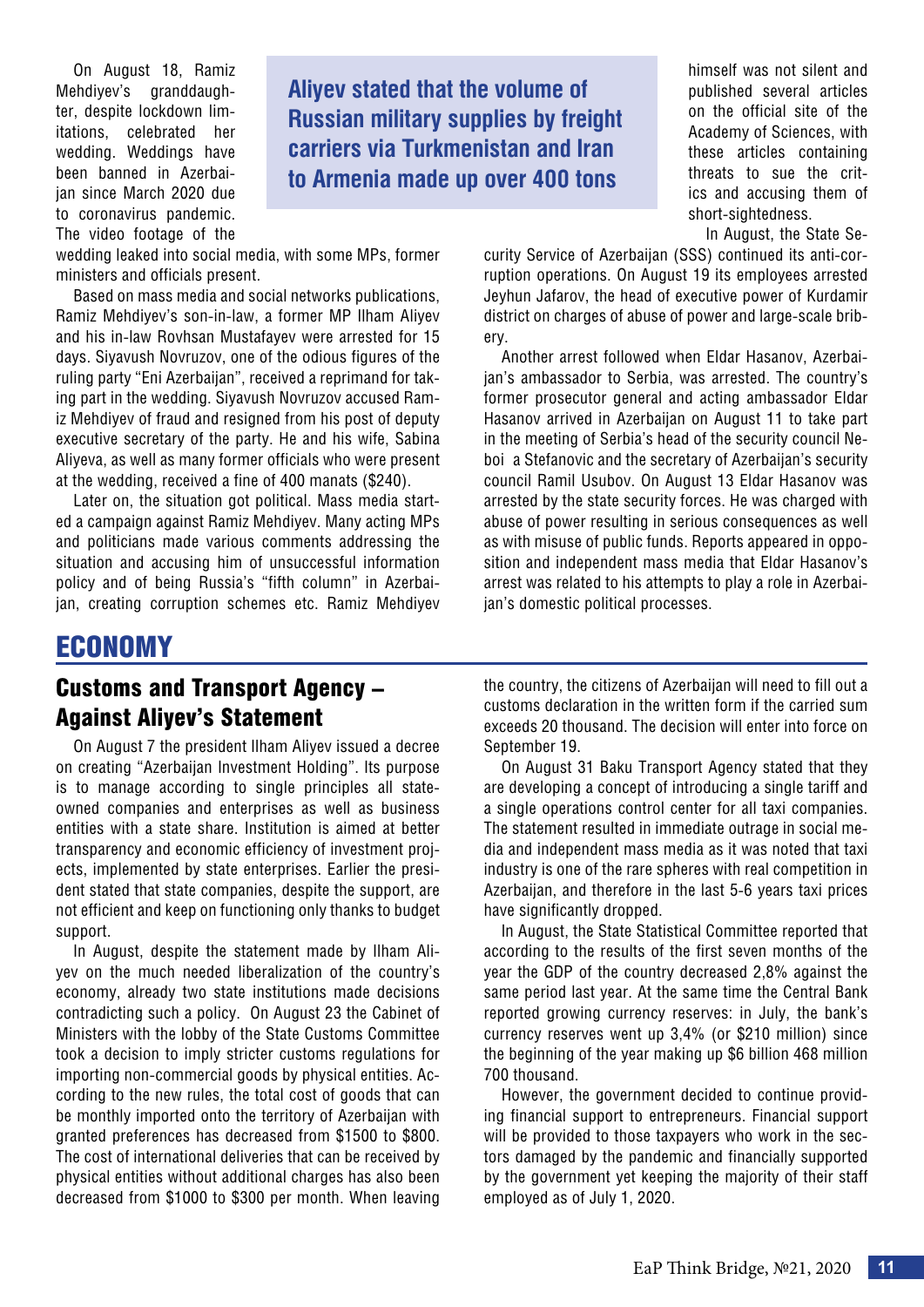On August 18, Ramiz Mehdiyev's granddaughter, despite lockdown limitations, celebrated her wedding. Weddings have been banned in Azerbaijan since March 2020 due to coronavirus pandemic. The video footage of the wedding leaked into social media, with some MPs, former ministers and officials present.

Based on mass media and social networks publications, Ramiz Mehdiyev's son-in-law, a former MP Ilham Aliyev and his in-law Rovhsan Mustafayev were arrested for 15 days. Siyavush Novruzov, one of the odious figures of the ruling party "Eni Azerbaijan", received a reprimand for taking part in the wedding. Siyavush Novruzov accused Ramiz Mehdiyev of fraud and resigned from his post of deputy executive secretary of the party. He and his wife, Sabina Aliyeva, as well as many former officials who were present at the wedding, received a fine of 400 manats ($240).

Later on, the situation got political. Mass media started a campaign against Ramiz Mehdiyev. Many acting MPs and politicians made various comments addressing the situation and accusing him of unsuccessful information policy and of being Russia's "fifth column" in Azerbaijan, creating corruption schemes etc. Ramiz Mehdiyev himself was not silent and published several articles on the official site of the Academy of Sciences, with these articles containing threats to sue the critics and accusing them of short-sightedness.

**Aliyev stated that the volume of Russian military supplies by freight carriers via Turkmenistan and Iran to Armenia made up over 400 tons**

In August, the State Security Service of Azerbaijan (SSS) continued its anti-corruption operations. On August 19 its employees arrested Jeyhun Jafarov, the head of executive power of Kurdamir district on charges of abuse of power and large-scale bribery.

Another arrest followed when Eldar Hasanov, Azerbaijan's ambassador to Serbia, was arrested. The country's former prosecutor general and acting ambassador Eldar Hasanov arrived in Azerbaijan on August 11 to take part in the meeting of Serbia's head of the security council Neboi a Stefanovic and the secretary of Azerbaijan's security council Ramil Usubov. On August 13 Eldar Hasanov was arrested by the state security forces. He was charged with abuse of power resulting in serious consequences as well as with misuse of public funds. Reports appeared in opposition and independent mass media that Eldar Hasanov's arrest was related to his attempts to play a role in Azerbaijan's domestic political processes.

# ECONOMY

## Customs and Transport Agency – Against Aliyev's Statement

On August 7 the president Ilham Aliyev issued a decree on creating "Azerbaijan Investment Holding". Its purpose is to manage according to single principles all state-owned companies and enterprises as well as business entities with a state share. Institution is aimed at better transparency and economic efficiency of investment projects, implemented by state enterprises. Earlier the president stated that state companies, despite the support, are not efficient and keep on functioning only thanks to budget support.

In August, despite the statement made by Ilham Aliyev on the much needed liberalization of the country's economy, already two state institutions made decisions contradicting such a policy. On August 23 the Cabinet of Ministers with the lobby of the State Customs Committee took a decision to imply stricter customs regulations for importing non-commercial goods by physical entities. According to the new rules, the total cost of goods that can be monthly imported onto the territory of Azerbaijan with granted preferences has decreased from $1500 to $800. The cost of international deliveries that can be received by physical entities without additional charges has also been decreased from $1000 to $300 per month. When leaving the country, the citizens of Azerbaijan will need to fill out a customs declaration in the written form if the carried sum exceeds 20 thousand. The decision will enter into force on September 19.

On August 31 Baku Transport Agency stated that they are developing a concept of introducing a single tariff and a single operations control center for all taxi companies. The statement resulted in immediate outrage in social media and independent mass media as it was noted that taxi industry is one of the rare spheres with real competition in Azerbaijan, and therefore in the last 5-6 years taxi prices have significantly dropped.

In August, the State Statistical Committee reported that according to the results of the first seven months of the year the GDP of the country decreased 2,8% against the same period last year. At the same time the Central Bank reported growing currency reserves: in July, the bank's currency reserves went up 3,4% (or $210 million) since the beginning of the year making up $6 billion 468 million 700 thousand.

However, the government decided to continue providing financial support to entrepreneurs. Financial support will be provided to those taxpayers who work in the sectors damaged by the pandemic and financially supported by the government yet keeping the majority of their staff employed as of July 1, 2020.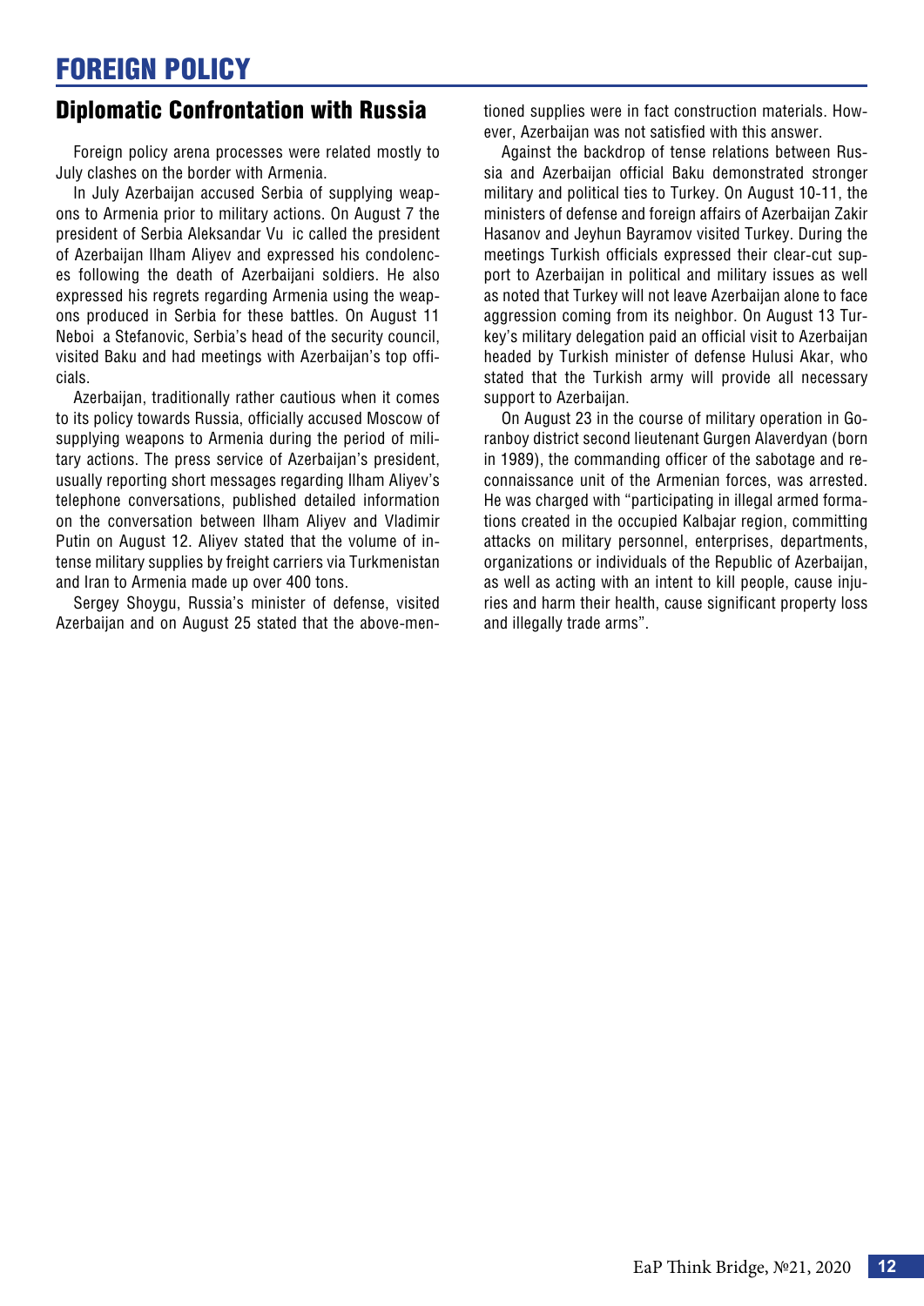# FOREIGN POLICY

## Diplomatic Confrontation with Russia

Foreign policy arena processes were related mostly to July clashes on the border with Armenia.

In July Azerbaijan accused Serbia of supplying weapons to Armenia prior to military actions. On August 7 the president of Serbia Aleksandar Vu ic called the president of Azerbaijan Ilham Aliyev and expressed his condolences following the death of Azerbaijani soldiers. He also expressed his regrets regarding Armenia using the weapons produced in Serbia for these battles. On August 11 Neboi a Stefanovic, Serbia's head of the security council, visited Baku and had meetings with Azerbaijan's top officials.

Azerbaijan, traditionally rather cautious when it comes to its policy towards Russia, officially accused Moscow of supplying weapons to Armenia during the period of military actions. The press service of Azerbaijan's president, usually reporting short messages regarding Ilham Aliyev's telephone conversations, published detailed information on the conversation between Ilham Aliyev and Vladimir Putin on August 12. Aliyev stated that the volume of intense military supplies by freight carriers via Turkmenistan and Iran to Armenia made up over 400 tons.

Sergey Shoygu, Russia's minister of defense, visited Azerbaijan and on August 25 stated that the above-mentioned supplies were in fact construction materials. However, Azerbaijan was not satisfied with this answer.

Against the backdrop of tense relations between Russia and Azerbaijan official Baku demonstrated stronger military and political ties to Turkey. On August 10-11, the ministers of defense and foreign affairs of Azerbaijan Zakir Hasanov and Jeyhun Bayramov visited Turkey. During the meetings Turkish officials expressed their clear-cut support to Azerbaijan in political and military issues as well as noted that Turkey will not leave Azerbaijan alone to face aggression coming from its neighbor. On August 13 Turkey's military delegation paid an official visit to Azerbaijan headed by Turkish minister of defense Hulusi Akar, who stated that the Turkish army will provide all necessary support to Azerbaijan.

On August 23 in the course of military operation in Goranboy district second lieutenant Gurgen Alaverdyan (born in 1989), the commanding officer of the sabotage and reconnaissance unit of the Armenian forces, was arrested. He was charged with "participating in illegal armed formations created in the occupied Kalbajar region, committing attacks on military personnel, enterprises, departments, organizations or individuals of the Republic of Azerbaijan, as well as acting with an intent to kill people, cause injuries and harm their health, cause significant property loss and illegally trade arms".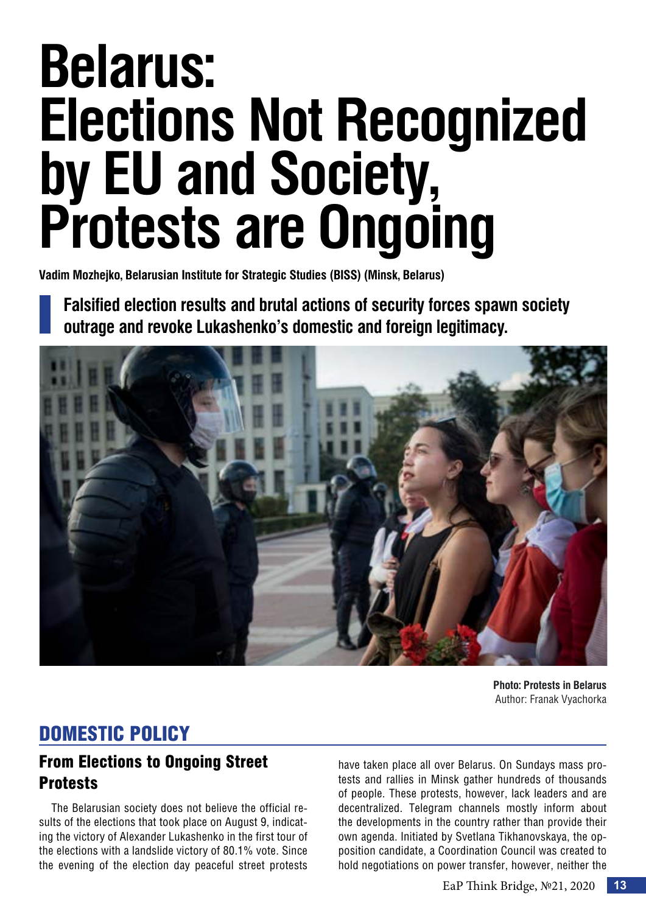# Belarus: Elections Not Recognized by EU and Society, Protests are Ongoing

**Vadim Mozhejko, Belarusian Institute for Strategic Studies (BISS) (Minsk, Belarus)**

**Falsified election results and brutal actions of security forces spawn society outrage and revoke Lukashenko's domestic and foreign legitimacy.**

**Photo: Protests in Belarus**
Author: Franak Vyachorka

## DOMESTIC POLICY

### From Elections to Ongoing Street Protests

The Belarusian society does not believe the official results of the elections that took place on August 9, indicating the victory of Alexander Lukashenko in the first tour of the elections with a landslide victory of 80.1% vote. Since the evening of the election day peaceful street protests have taken place all over Belarus. On Sundays mass protests and rallies in Minsk gather hundreds of thousands of people. These protests, however, lack leaders and are decentralized. Telegram channels mostly inform about the developments in the country rather than provide their own agenda. Initiated by Svetlana Tikhanovskaya, the opposition candidate, a Coordination Council was created to hold negotiations on power transfer, however, neither the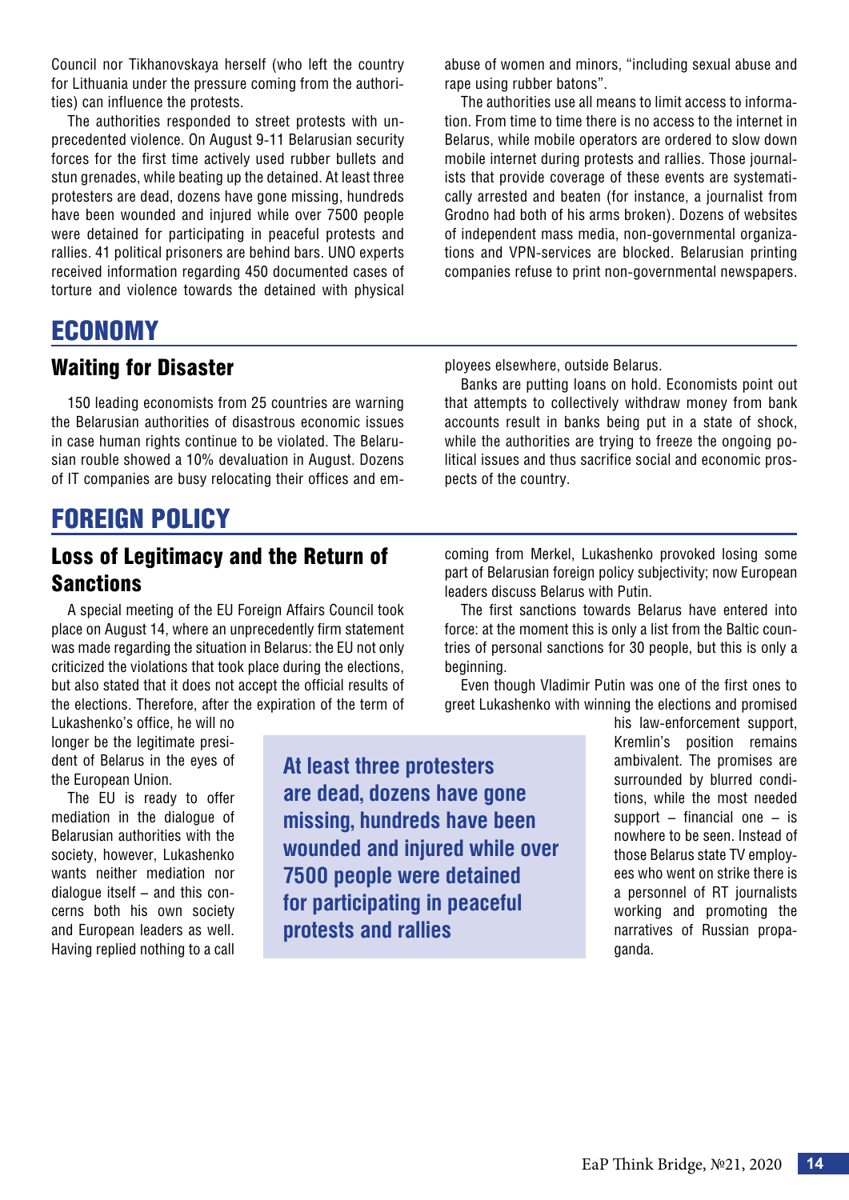Council nor Tikhanovskaya herself (who left the country for Lithuania under the pressure coming from the authorities) can influence the protests.

The authorities responded to street protests with unprecedented violence. On August 9-11 Belarusian security forces for the first time actively used rubber bullets and stun grenades, while beating up the detained. At least three protesters are dead, dozens have gone missing, hundreds have been wounded and injured while over 7500 people were detained for participating in peaceful protests and rallies. 41 political prisoners are behind bars. UNO experts received information regarding 450 documented cases of torture and violence towards the detained with physical abuse of women and minors, "including sexual abuse and rape using rubber batons".

The authorities use all means to limit access to information. From time to time there is no access to the internet in Belarus, while mobile operators are ordered to slow down mobile internet during protests and rallies. Those journalists that provide coverage of these events are systematically arrested and beaten (for instance, a journalist from Grodno had both of his arms broken). Dozens of websites of independent mass media, non-governmental organizations and VPN-services are blocked. Belarusian printing companies refuse to print non-governmental newspapers.

# ECONOMY

## Waiting for Disaster

150 leading economists from 25 countries are warning the Belarusian authorities of disastrous economic issues in case human rights continue to be violated. The Belarusian rouble showed a 10% devaluation in August. Dozens of IT companies are busy relocating their offices and employees elsewhere, outside Belarus.

Banks are putting loans on hold. Economists point out that attempts to collectively withdraw money from bank accounts result in banks being put in a state of shock, while the authorities are trying to freeze the ongoing political issues and thus sacrifice social and economic prospects of the country.

# FOREIGN POLICY

## Loss of Legitimacy and the Return of Sanctions

A special meeting of the EU Foreign Affairs Council took place on August 14, where an unprecedently firm statement was made regarding the situation in Belarus: the EU not only criticized the violations that took place during the elections, but also stated that it does not accept the official results of the elections. Therefore, after the expiration of the term of Lukashenko's office, he will no longer be the legitimate president of Belarus in the eyes of the European Union.

The EU is ready to offer mediation in the dialogue of Belarusian authorities with the society, however, Lukashenko wants neither mediation nor dialogue itself – and this concerns both his own society and European leaders as well. Having replied nothing to a call coming from Merkel, Lukashenko provoked losing some part of Belarusian foreign policy subjectivity; now European leaders discuss Belarus with Putin.

The first sanctions towards Belarus have entered into force: at the moment this is only a list from the Baltic countries of personal sanctions for 30 people, but this is only a beginning.

Even though Vladimir Putin was one of the first ones to greet Lukashenko with winning the elections and promised his law-enforcement support, Kremlin's position remains ambivalent. The promises are surrounded by blurred conditions, while the most needed support – financial one – is nowhere to be seen. Instead of those Belarus state TV employees who went on strike there is a personnel of RT journalists working and promoting the narratives of Russian propaganda.

**At least three protesters are dead, dozens have gone missing, hundreds have been wounded and injured while over 7500 people were detained for participating in peaceful protests and rallies**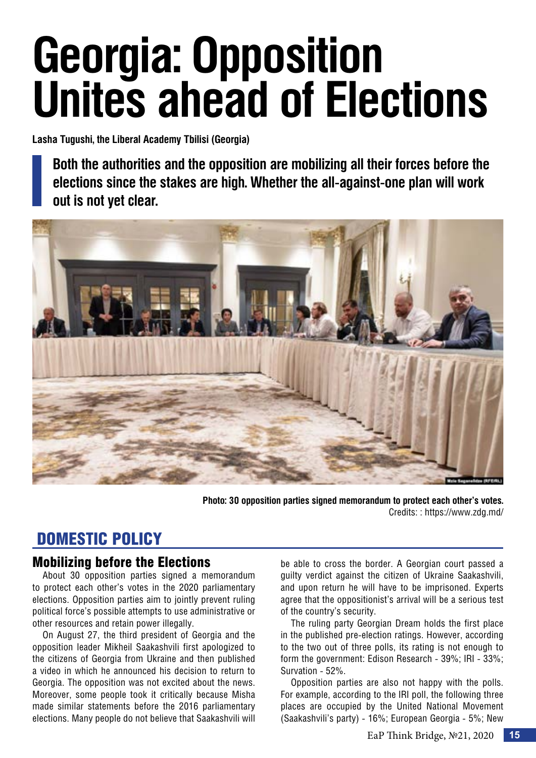# Georgia: Opposition Unites ahead of Elections

**Lasha Tugushi, the Liberal Academy Tbilisi (Georgia)**

**Both the authorities and the opposition are mobilizing all their forces before the elections since the stakes are high. Whether the all-against-one plan will work out is not yet clear.**

**Photo: 30 opposition parties signed memorandum to protect each other's votes.**
Credits: : https://www.zdg.md/

## DOMESTIC POLICY

### Mobilizing before the Elections

About 30 opposition parties signed a memorandum to protect each other's votes in the 2020 parliamentary elections. Opposition parties aim to jointly prevent ruling political force's possible attempts to use administrative or other resources and retain power illegally.

On August 27, the third president of Georgia and the opposition leader Mikheil Saakashvili first apologized to the citizens of Georgia from Ukraine and then published a video in which he announced his decision to return to Georgia. The opposition was not excited about the news. Moreover, some people took it critically because Misha made similar statements before the 2016 parliamentary elections. Many people do not believe that Saakashvili will be able to cross the border. A Georgian court passed a guilty verdict against the citizen of Ukraine Saakashvili, and upon return he will have to be imprisoned. Experts agree that the oppositionist's arrival will be a serious test of the country's security.

The ruling party Georgian Dream holds the first place in the published pre-election ratings. However, according to the two out of three polls, its rating is not enough to form the government: Edison Research - 39%; IRI - 33%; Survation - 52%.

Opposition parties are also not happy with the polls. For example, according to the IRI poll, the following three places are occupied by the United National Movement (Saakashvili's party) - 16%; European Georgia - 5%; New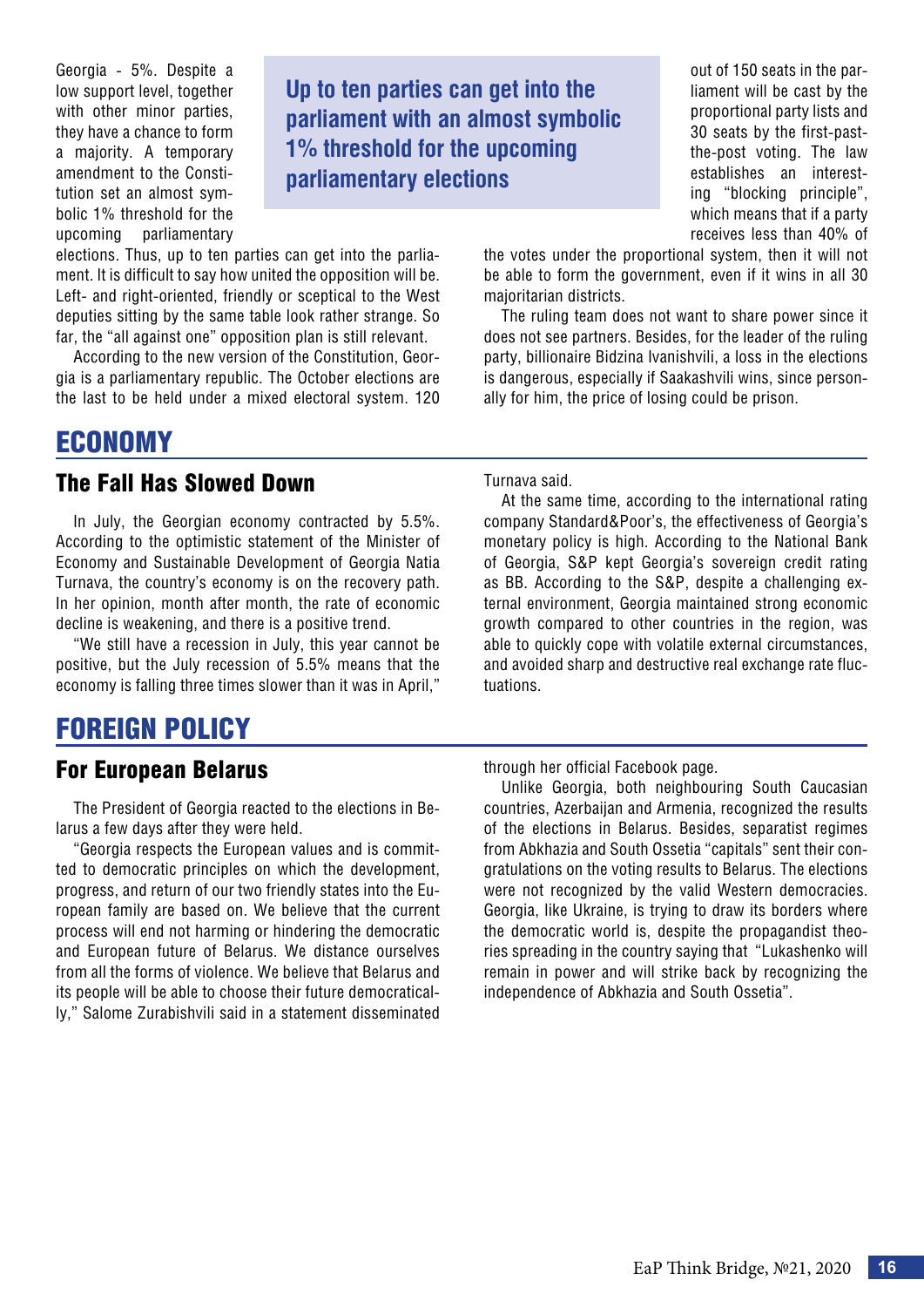Georgia - 5%. Despite a low support level, together with other minor parties, they have a chance to form a majority. A temporary amendment to the Constitution set an almost symbolic 1% threshold for the upcoming parliamentary elections. Thus, up to ten parties can get into the parliament. It is difficult to say how united the opposition will be. Left- and right-oriented, friendly or sceptical to the West deputies sitting by the same table look rather strange. So far, the "all against one" opposition plan is still relevant.

**Up to ten parties can get into the parliament with an almost symbolic 1% threshold for the upcoming parliamentary elections**

According to the new version of the Constitution, Georgia is a parliamentary republic. The October elections are the last to be held under a mixed electoral system. 120 out of 150 seats in the parliament will be cast by the proportional party lists and 30 seats by the first-past-the-post voting. The law establishes an interesting "blocking principle", which means that if a party receives less than 40% of the votes under the proportional system, then it will not be able to form the government, even if it wins in all 30 majoritarian districts.

The ruling team does not want to share power since it does not see partners. Besides, for the leader of the ruling party, billionaire Bidzina Ivanishvili, a loss in the elections is dangerous, especially if Saakashvili wins, since personally for him, the price of losing could be prison.

# ECONOMY

## The Fall Has Slowed Down

In July, the Georgian economy contracted by 5.5%. According to the optimistic statement of the Minister of Economy and Sustainable Development of Georgia Natia Turnava, the country's economy is on the recovery path. In her opinion, month after month, the rate of economic decline is weakening, and there is a positive trend.

"We still have a recession in July, this year cannot be positive, but the July recession of 5.5% means that the economy is falling three times slower than it was in April," Turnava said.

At the same time, according to the international rating company Standard&Poor's, the effectiveness of Georgia's monetary policy is high. According to the National Bank of Georgia, S&P kept Georgia's sovereign credit rating as BB. According to the S&P, despite a challenging external environment, Georgia maintained strong economic growth compared to other countries in the region, was able to quickly cope with volatile external circumstances, and avoided sharp and destructive real exchange rate fluctuations.

# FOREIGN POLICY

## For European Belarus

The President of Georgia reacted to the elections in Belarus a few days after they were held.

"Georgia respects the European values and is committed to democratic principles on which the development, progress, and return of our two friendly states into the European family are based on. We believe that the current process will end not harming or hindering the democratic and European future of Belarus. We distance ourselves from all the forms of violence. We believe that Belarus and its people will be able to choose their future democratically," Salome Zurabishvili said in a statement disseminated through her official Facebook page.

Unlike Georgia, both neighbouring South Caucasian countries, Azerbaijan and Armenia, recognized the results of the elections in Belarus. Besides, separatist regimes from Abkhazia and South Ossetia "capitals" sent their congratulations on the voting results to Belarus. The elections were not recognized by the valid Western democracies. Georgia, like Ukraine, is trying to draw its borders where the democratic world is, despite the propagandist theories spreading in the country saying that "Lukashenko will remain in power and will strike back by recognizing the independence of Abkhazia and South Ossetia".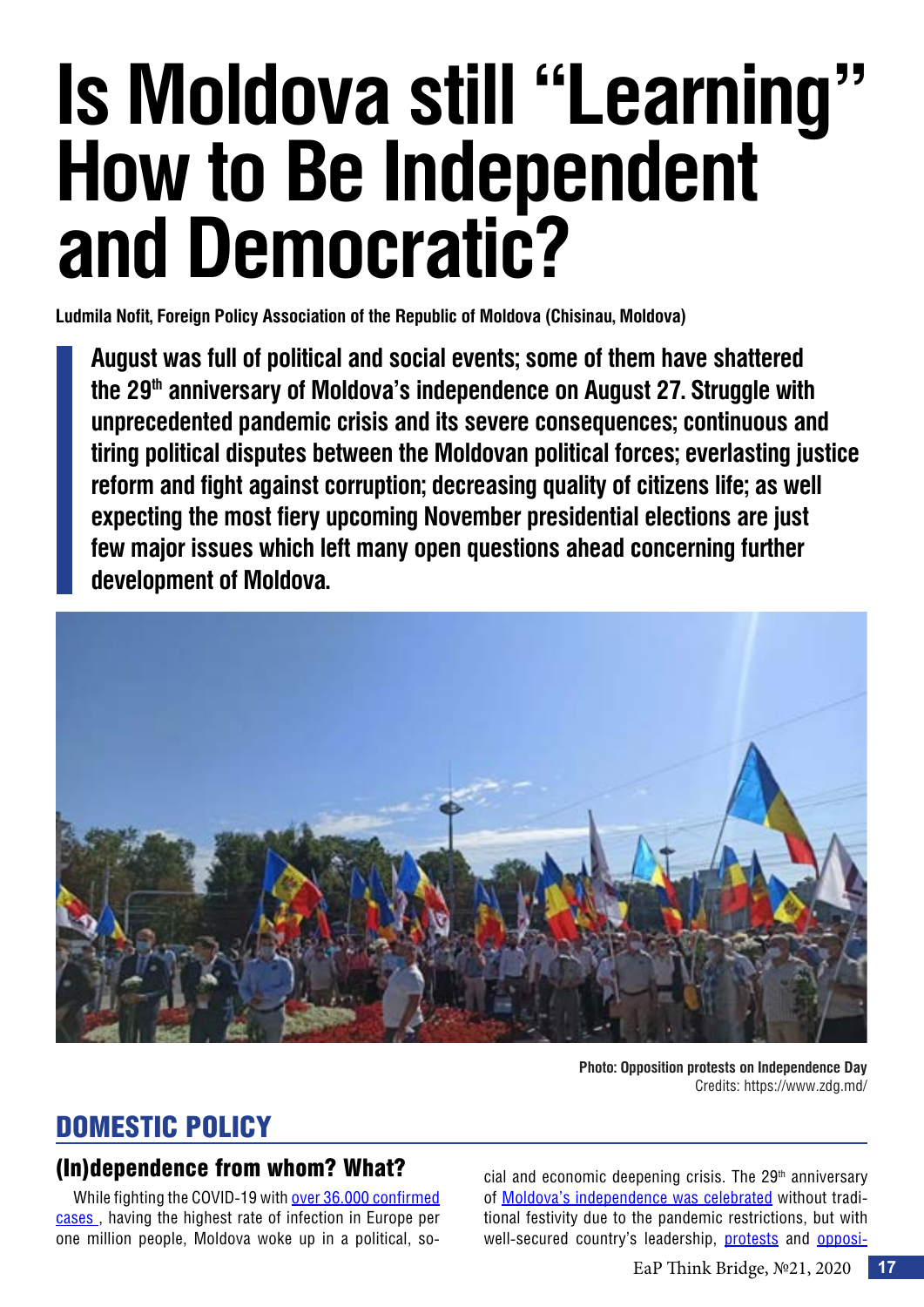# Is Moldova still "Learning" How to Be Independent and Democratic?

**Ludmila Nofit, Foreign Policy Association of the Republic of Moldova (Chisinau, Moldova)**

**August was full of political and social events; some of them have shattered the 29th anniversary of Moldova's independence on August 27. Struggle with unprecedented pandemic crisis and its severe consequences; continuous and tiring political disputes between the Moldovan political forces; everlasting justice reform and fight against corruption; decreasing quality of citizens life; as well expecting the most fiery upcoming November presidential elections are just few major issues which left many open questions ahead concerning further development of Moldova.**

**Photo: Opposition protests on Independence Day**
Credits: https://www.zdg.md/

## DOMESTIC POLICY

### (In)dependence from whom? What?

While fighting the COVID-19 with over 36.000 confirmed cases , having the highest rate of infection in Europe per one million people, Moldova woke up in a political, social and economic deepening crisis. The 29th anniversary of Moldova's independence was celebrated without traditional festivity due to the pandemic restrictions, but with well-secured country's leadership, protests and opposi-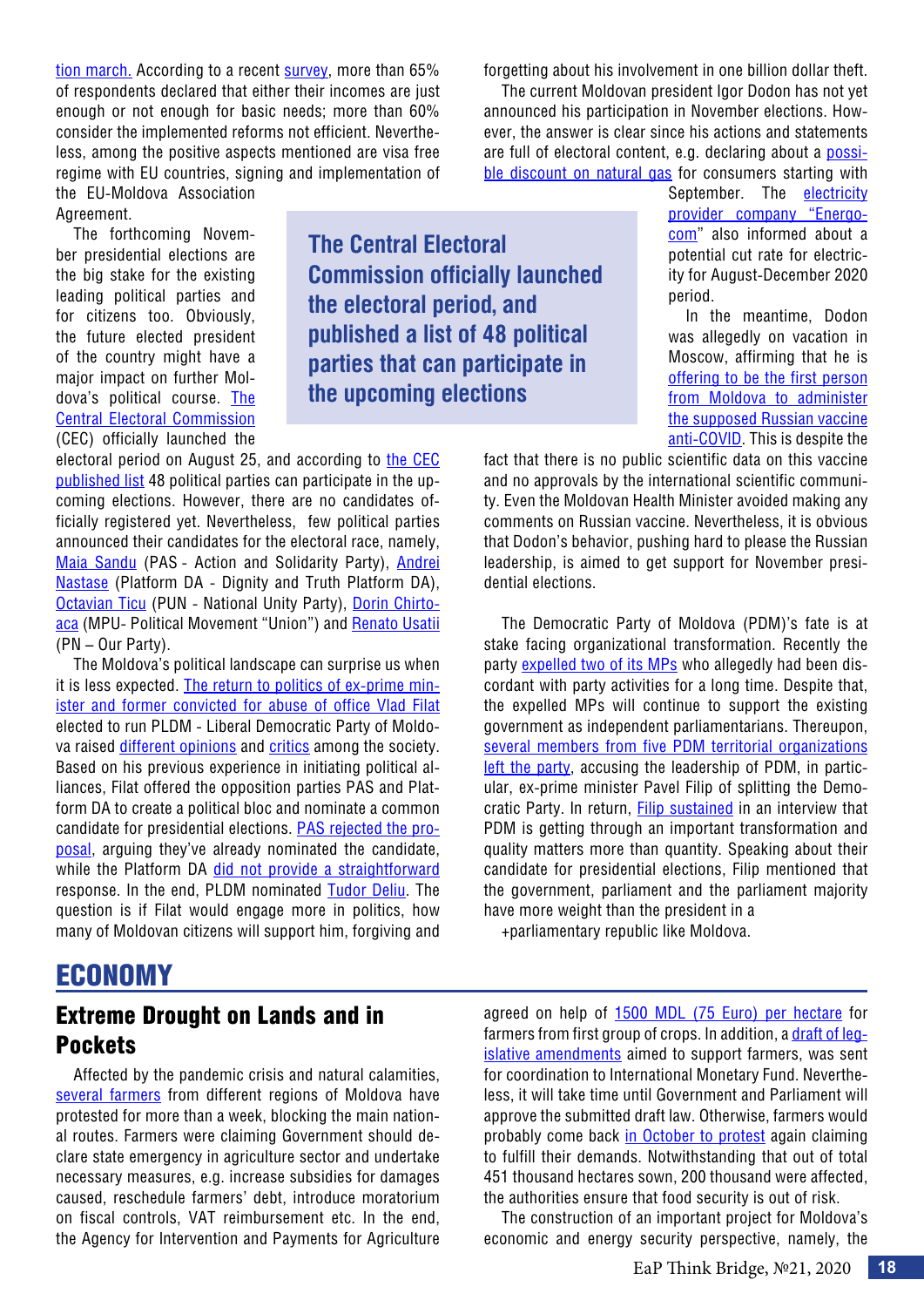tion march. According to a recent survey, more than 65% of respondents declared that either their incomes are just enough or not enough for basic needs; more than 60% consider the implemented reforms not efficient. Nevertheless, among the positive aspects mentioned are visa free regime with EU countries, signing and implementation of the EU-Moldova Association Agreement.

The forthcoming November presidential elections are the big stake for the existing leading political parties and for citizens too. Obviously, the future elected president of the country might have a major impact on further Moldova's political course. The Central Electoral Commission (CEC) officially launched the electoral period on August 25, and according to the CEC published list 48 political parties can participate in the upcoming elections. However, there are no candidates officially registered yet. Nevertheless, few political parties announced their candidates for the electoral race, namely, Maia Sandu (PAS - Action and Solidarity Party), Andrei Nastase (Platform DA - Dignity and Truth Platform DA), Octavian Ticu (PUN - National Unity Party), Dorin Chirtoaca (MPU- Political Movement "Union") and Renato Usatii (PN – Our Party).

> **The Central Electoral Commission officially launched the electoral period, and published a list of 48 political parties that can participate in the upcoming elections**

The Moldova's political landscape can surprise us when it is less expected. The return to politics of ex-prime minister and former convicted for abuse of office Vlad Filat elected to run PLDM - Liberal Democratic Party of Moldova raised different opinions and critics among the society. Based on his previous experience in initiating political alliances, Filat offered the opposition parties PAS and Platform DA to create a political bloc and nominate a common candidate for presidential elections. PAS rejected the proposal, arguing they've already nominated the candidate, while the Platform DA did not provide a straightforward response. In the end, PLDM nominated Tudor Deliu. The question is if Filat would engage more in politics, how many of Moldovan citizens will support him, forgiving and forgetting about his involvement in one billion dollar theft.

The current Moldovan president Igor Dodon has not yet announced his participation in November elections. However, the answer is clear since his actions and statements are full of electoral content, e.g. declaring about a possible discount on natural gas for consumers starting with September. The electricity provider company "Energocom" also informed about a potential cut rate for electricity for August-December 2020 period.

In the meantime, Dodon was allegedly on vacation in Moscow, affirming that he is offering to be the first person from Moldova to administer the supposed Russian vaccine anti-COVID. This is despite the fact that there is no public scientific data on this vaccine and no approvals by the international scientific community. Even the Moldovan Health Minister avoided making any comments on Russian vaccine. Nevertheless, it is obvious that Dodon's behavior, pushing hard to please the Russian leadership, is aimed to get support for November presidential elections.

The Democratic Party of Moldova (PDM)'s fate is at stake facing organizational transformation. Recently the party expelled two of its MPs who allegedly had been discordant with party activities for a long time. Despite that, the expelled MPs will continue to support the existing government as independent parliamentarians. Thereupon, several members from five PDM territorial organizations left the party, accusing the leadership of PDM, in particular, ex-prime minister Pavel Filip of splitting the Democratic Party. In return, Filip sustained in an interview that PDM is getting through an important transformation and quality matters more than quantity. Speaking about their candidate for presidential elections, Filip mentioned that the government, parliament and the parliament majority have more weight than the president in a

+parliamentary republic like Moldova.

# ECONOMY

## Extreme Drought on Lands and in Pockets

Affected by the pandemic crisis and natural calamities, several farmers from different regions of Moldova have protested for more than a week, blocking the main national routes. Farmers were claiming Government should declare state emergency in agriculture sector and undertake necessary measures, e.g. increase subsidies for damages caused, reschedule farmers' debt, introduce moratorium on fiscal controls, VAT reimbursement etc. In the end, the Agency for Intervention and Payments for Agriculture agreed on help of 1500 MDL (75 Euro) per hectare for farmers from first group of crops. In addition, a draft of legislative amendments aimed to support farmers, was sent for coordination to International Monetary Fund. Nevertheless, it will take time until Government and Parliament will approve the submitted draft law. Otherwise, farmers would probably come back in October to protest again claiming to fulfill their demands. Notwithstanding that out of total 451 thousand hectares sown, 200 thousand were affected, the authorities ensure that food security is out of risk.

The construction of an important project for Moldova's economic and energy security perspective, namely, the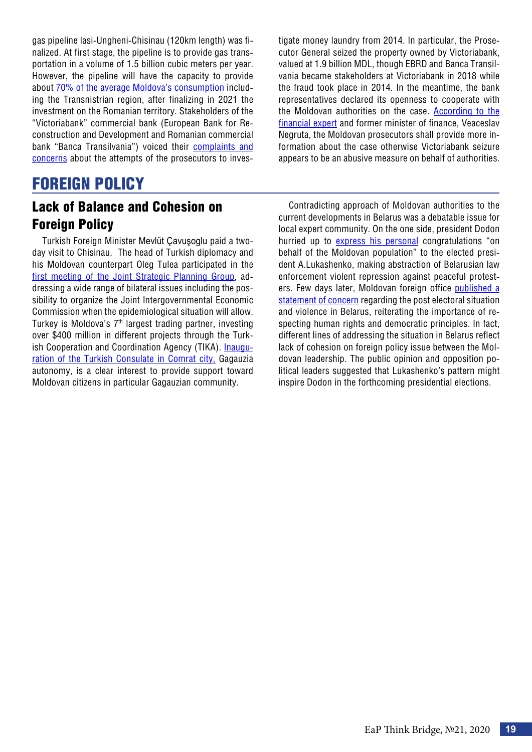gas pipeline Iasi-Ungheni-Chisinau (120km length) was finalized. At first stage, the pipeline is to provide gas transportation in a volume of 1.5 billion cubic meters per year. However, the pipeline will have the capacity to provide about [70% of the average Moldova's consumption](#) including the Transnistrian region, after finalizing in 2021 the investment on the Romanian territory. Stakeholders of the "Victoriabank" commercial bank (European Bank for Reconstruction and Development and Romanian commercial bank "Banca Transilvania") voiced their [complaints and concerns](#) about the attempts of the prosecutors to investigate money laundry from 2014. In particular, the Prosecutor General seized the property owned by Victoriabank, valued at 1.9 billion MDL, though EBRD and Banca Transilvania became stakeholders at Victoriabank in 2018 while the fraud took place in 2014. In the meantime, the bank representatives declared its openness to cooperate with the Moldovan authorities on the case. [According to the financial expert](#) and former minister of finance, Veaceslav Negruta, the Moldovan prosecutors shall provide more information about the case otherwise Victoriabank seizure appears to be an abusive measure on behalf of authorities.

# FOREIGN POLICY

## Lack of Balance and Cohesion on Foreign Policy

Turkish Foreign Minister Mevlüt Çavuşoglu paid a two-day visit to Chisinau. The head of Turkish diplomacy and his Moldovan counterpart Oleg Tulea participated in the [first meeting of the Joint Strategic Planning Group](#), addressing a wide range of bilateral issues including the possibility to organize the Joint Intergovernmental Economic Commission when the epidemiological situation will allow. Turkey is Moldova's 7th largest trading partner, investing over $400 million in different projects through the Turkish Cooperation and Coordination Agency (TIKA). [Inauguration of the Turkish Consulate in Comrat city,](#) Gagauzia autonomy, is a clear interest to provide support toward Moldovan citizens in particular Gagauzian community.

Contradicting approach of Moldovan authorities to the current developments in Belarus was a debatable issue for local expert community. On the one side, president Dodon hurried up to [express his personal](#) congratulations "on behalf of the Moldovan population" to the elected president A.Lukashenko, making abstraction of Belarusian law enforcement violent repression against peaceful protesters. Few days later, Moldovan foreign office [published a statement of concern](#) regarding the post electoral situation and violence in Belarus, reiterating the importance of respecting human rights and democratic principles. In fact, different lines of addressing the situation in Belarus reflect lack of cohesion on foreign policy issue between the Moldovan leadership. The public opinion and opposition political leaders suggested that Lukashenko's pattern might inspire Dodon in the forthcoming presidential elections.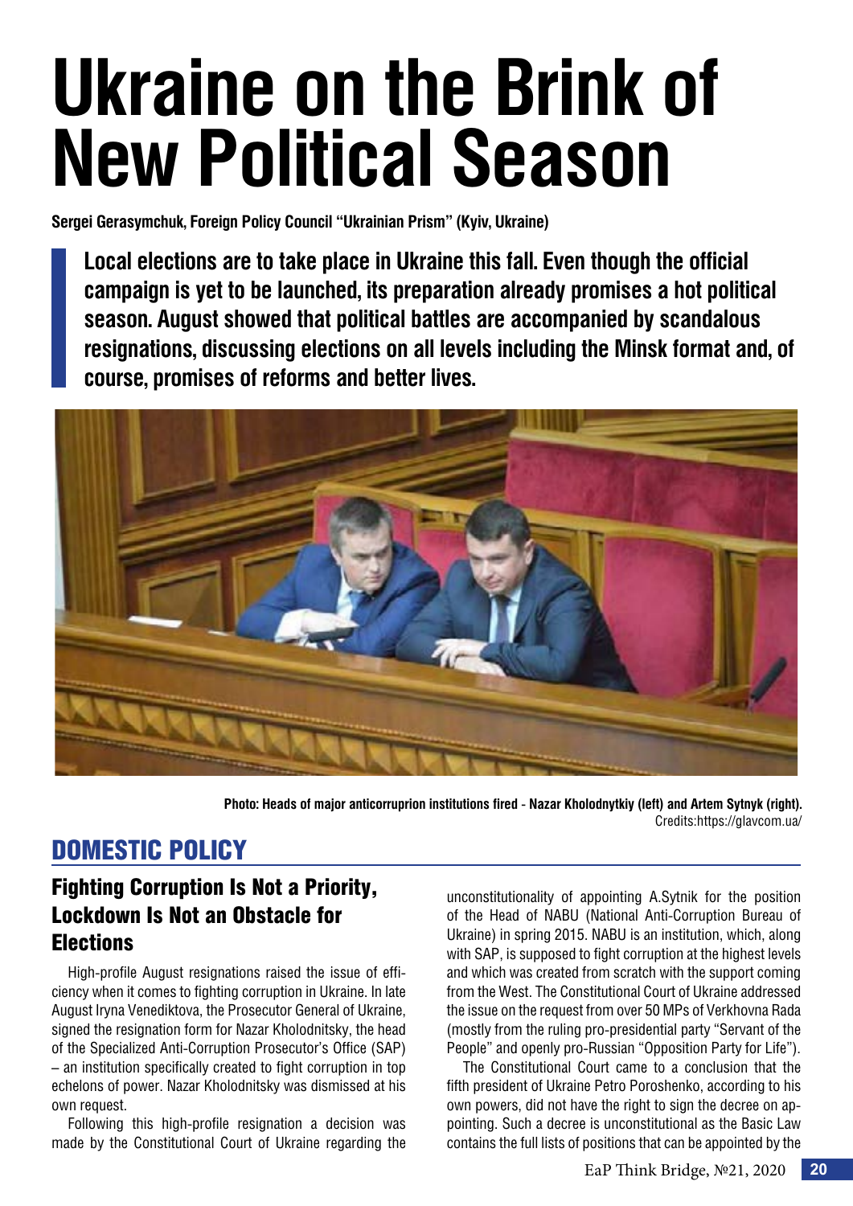# Ukraine on the Brink of New Political Season

**Sergei Gerasymchuk, Foreign Policy Council "Ukrainian Prism" (Kyiv, Ukraine)**

**Local elections are to take place in Ukraine this fall. Even though the official campaign is yet to be launched, its preparation already promises a hot political season. August showed that political battles are accompanied by scandalous resignations, discussing elections on all levels including the Minsk format and, of course, promises of reforms and better lives.**

**Photo: Heads of major anticorruprion institutions fired - Nazar Kholodnytkiy (left) and Artem Sytnyk (right).**
Credits:https://glavcom.ua/

## DOMESTIC POLICY

### Fighting Corruption Is Not a Priority, Lockdown Is Not an Obstacle for Elections

High-profile August resignations raised the issue of efficiency when it comes to fighting corruption in Ukraine. In late August Iryna Venediktova, the Prosecutor General of Ukraine, signed the resignation form for Nazar Kholodnitsky, the head of the Specialized Anti-Corruption Prosecutor's Office (SAP) – an institution specifically created to fight corruption in top echelons of power. Nazar Kholodnitsky was dismissed at his own request.

Following this high-profile resignation a decision was made by the Constitutional Court of Ukraine regarding the unconstitutionality of appointing A.Sytnik for the position of the Head of NABU (National Anti-Corruption Bureau of Ukraine) in spring 2015. NABU is an institution, which, along with SAP, is supposed to fight corruption at the highest levels and which was created from scratch with the support coming from the West. The Constitutional Court of Ukraine addressed the issue on the request from over 50 MPs of Verkhovna Rada (mostly from the ruling pro-presidential party "Servant of the People" and openly pro-Russian "Opposition Party for Life").

The Constitutional Court came to a conclusion that the fifth president of Ukraine Petro Poroshenko, according to his own powers, did not have the right to sign the decree on appointing. Such a decree is unconstitutional as the Basic Law contains the full lists of positions that can be appointed by the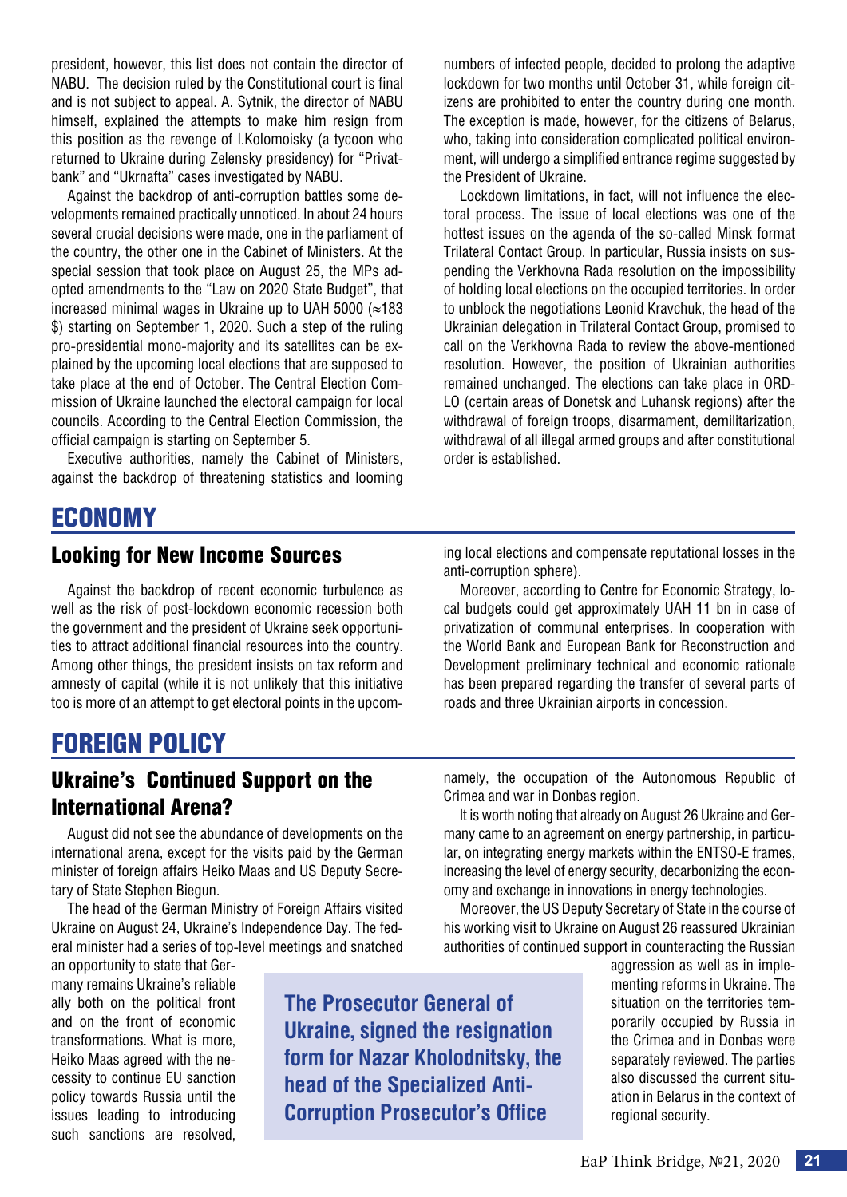president, however, this list does not contain the director of NABU. The decision ruled by the Constitutional court is final and is not subject to appeal. A. Sytnik, the director of NABU himself, explained the attempts to make him resign from this position as the revenge of I.Kolomoisky (a tycoon who returned to Ukraine during Zelensky presidency) for "Privatbank" and "Ukrnafta" cases investigated by NABU.

Against the backdrop of anti-corruption battles some developments remained practically unnoticed. In about 24 hours several crucial decisions were made, one in the parliament of the country, the other one in the Cabinet of Ministers. At the special session that took place on August 25, the MPs adopted amendments to the "Law on 2020 State Budget", that increased minimal wages in Ukraine up to UAH 5000 (≈183 $) starting on September 1, 2020. Such a step of the ruling pro-presidential mono-majority and its satellites can be explained by the upcoming local elections that are supposed to take place at the end of October. The Central Election Commission of Ukraine launched the electoral campaign for local councils. According to the Central Election Commission, the official campaign is starting on September 5.

Executive authorities, namely the Cabinet of Ministers, against the backdrop of threatening statistics and looming numbers of infected people, decided to prolong the adaptive lockdown for two months until October 31, while foreign citizens are prohibited to enter the country during one month. The exception is made, however, for the citizens of Belarus, who, taking into consideration complicated political environment, will undergo a simplified entrance regime suggested by the President of Ukraine.

Lockdown limitations, in fact, will not influence the electoral process. The issue of local elections was one of the hottest issues on the agenda of the so-called Minsk format Trilateral Contact Group. In particular, Russia insists on suspending the Verkhovna Rada resolution on the impossibility of holding local elections on the occupied territories. In order to unblock the negotiations Leonid Kravchuk, the head of the Ukrainian delegation in Trilateral Contact Group, promised to call on the Verkhovna Rada to review the above-mentioned resolution. However, the position of Ukrainian authorities remained unchanged. The elections can take place in ORDLO (certain areas of Donetsk and Luhansk regions) after the withdrawal of foreign troops, disarmament, demilitarization, withdrawal of all illegal armed groups and after constitutional order is established.

# ECONOMY

## Looking for New Income Sources

Against the backdrop of recent economic turbulence as well as the risk of post-lockdown economic recession both the government and the president of Ukraine seek opportunities to attract additional financial resources into the country. Among other things, the president insists on tax reform and amnesty of capital (while it is not unlikely that this initiative too is more of an attempt to get electoral points in the upcoming local elections and compensate reputational losses in the anti-corruption sphere).

Moreover, according to Centre for Economic Strategy, local budgets could get approximately UAH 11 bn in case of privatization of communal enterprises. In cooperation with the World Bank and European Bank for Reconstruction and Development preliminary technical and economic rationale has been prepared regarding the transfer of several parts of roads and three Ukrainian airports in concession.

# FOREIGN POLICY

## Ukraine's Continued Support on the International Arena?

August did not see the abundance of developments on the international arena, except for the visits paid by the German minister of foreign affairs Heiko Maas and US Deputy Secretary of State Stephen Biegun.

The head of the German Ministry of Foreign Affairs visited Ukraine on August 24, Ukraine's Independence Day. The federal minister had a series of top-level meetings and snatched an opportunity to state that Germany remains Ukraine's reliable ally both on the political front and on the front of economic transformations. What is more, Heiko Maas agreed with the necessity to continue EU sanction policy towards Russia until the issues leading to introducing such sanctions are resolved, namely, the occupation of the Autonomous Republic of Crimea and war in Donbas region.

It is worth noting that already on August 26 Ukraine and Germany came to an agreement on energy partnership, in particular, on integrating energy markets within the ENTSO-E frames, increasing the level of energy security, decarbonizing the economy and exchange in innovations in energy technologies.

Moreover, the US Deputy Secretary of State in the course of his working visit to Ukraine on August 26 reassured Ukrainian authorities of continued support in counteracting the Russian aggression as well as in implementing reforms in Ukraine. The situation on the territories temporarily occupied by Russia in the Crimea and in Donbas were separately reviewed. The parties also discussed the current situation in Belarus in the context of regional security.

**The Prosecutor General of Ukraine, signed the resignation form for Nazar Kholodnitsky, the head of the Specialized Anti-Corruption Prosecutor's Office**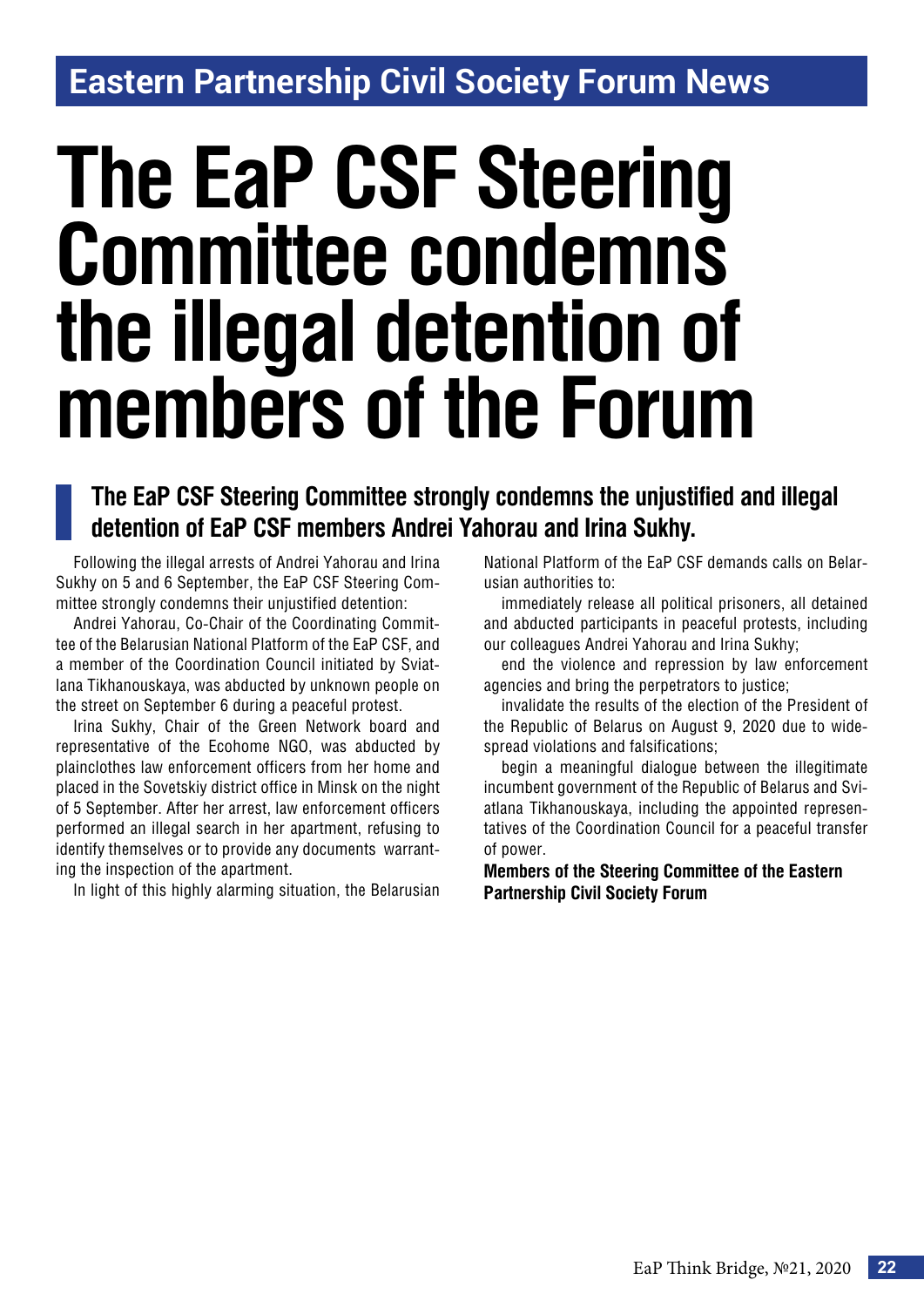## Eastern Partnership Civil Society Forum News

# The EaP CSF Steering Committee condemns the illegal detention of members of the Forum

**The EaP CSF Steering Committee strongly condemns the unjustified and illegal detention of EaP CSF members Andrei Yahorau and Irina Sukhy.**

Following the illegal arrests of Andrei Yahorau and Irina Sukhy on 5 and 6 September, the EaP CSF Steering Committee strongly condemns their unjustified detention:

Andrei Yahorau, Co-Chair of the Coordinating Committee of the Belarusian National Platform of the EaP CSF, and a member of the Coordination Council initiated by Sviatlana Tikhanouskaya, was abducted by unknown people on the street on September 6 during a peaceful protest.

Irina Sukhy, Chair of the Green Network board and representative of the Ecohome NGO, was abducted by plainclothes law enforcement officers from her home and placed in the Sovetskiy district office in Minsk on the night of 5 September. After her arrest, law enforcement officers performed an illegal search in her apartment, refusing to identify themselves or to provide any documents warranting the inspection of the apartment.

In light of this highly alarming situation, the Belarusian National Platform of the EaP CSF demands calls on Belarusian authorities to:

immediately release all political prisoners, all detained and abducted participants in peaceful protests, including our colleagues Andrei Yahorau and Irina Sukhy;

end the violence and repression by law enforcement agencies and bring the perpetrators to justice;

invalidate the results of the election of the President of the Republic of Belarus on August 9, 2020 due to widespread violations and falsifications;

begin a meaningful dialogue between the illegitimate incumbent government of the Republic of Belarus and Sviatlana Tikhanouskaya, including the appointed representatives of the Coordination Council for a peaceful transfer of power.

**Members of the Steering Committee of the Eastern Partnership Civil Society Forum**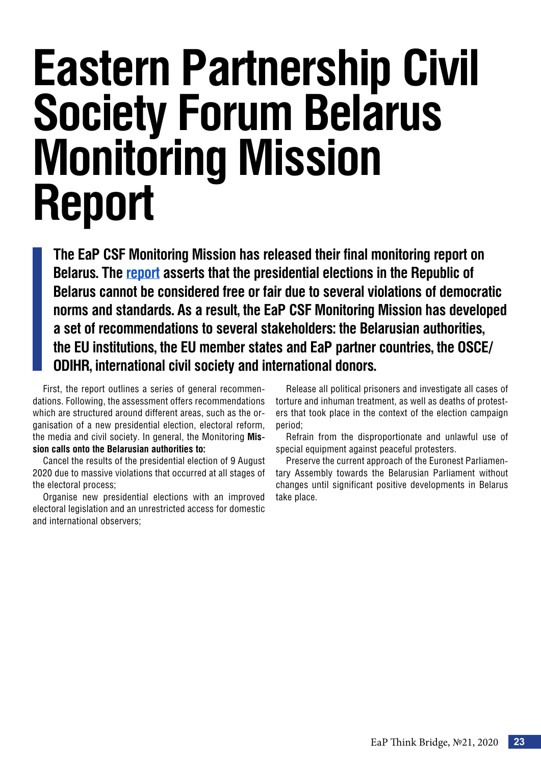# Eastern Partnership Civil Society Forum Belarus Monitoring Mission Report

**The EaP CSF Monitoring Mission has released their final monitoring report on Belarus. The report asserts that the presidential elections in the Republic of Belarus cannot be considered free or fair due to several violations of democratic norms and standards. As a result, the EaP CSF Monitoring Mission has developed a set of recommendations to several stakeholders: the Belarusian authorities, the EU institutions, the EU member states and EaP partner countries, the OSCE/ODIHR, international civil society and international donors.**

First, the report outlines a series of general recommendations. Following, the assessment offers recommendations which are structured around different areas, such as the organisation of a new presidential election, electoral reform, the media and civil society. In general, the Monitoring **Mission calls onto the Belarusian authorities to:**

Cancel the results of the presidential election of 9 August 2020 due to massive violations that occurred at all stages of the electoral process;

Organise new presidential elections with an improved electoral legislation and an unrestricted access for domestic and international observers;

Release all political prisoners and investigate all cases of torture and inhuman treatment, as well as deaths of protesters that took place in the context of the election campaign period;

Refrain from the disproportionate and unlawful use of special equipment against peaceful protesters.

Preserve the current approach of the Euronest Parliamentary Assembly towards the Belarusian Parliament without changes until significant positive developments in Belarus take place.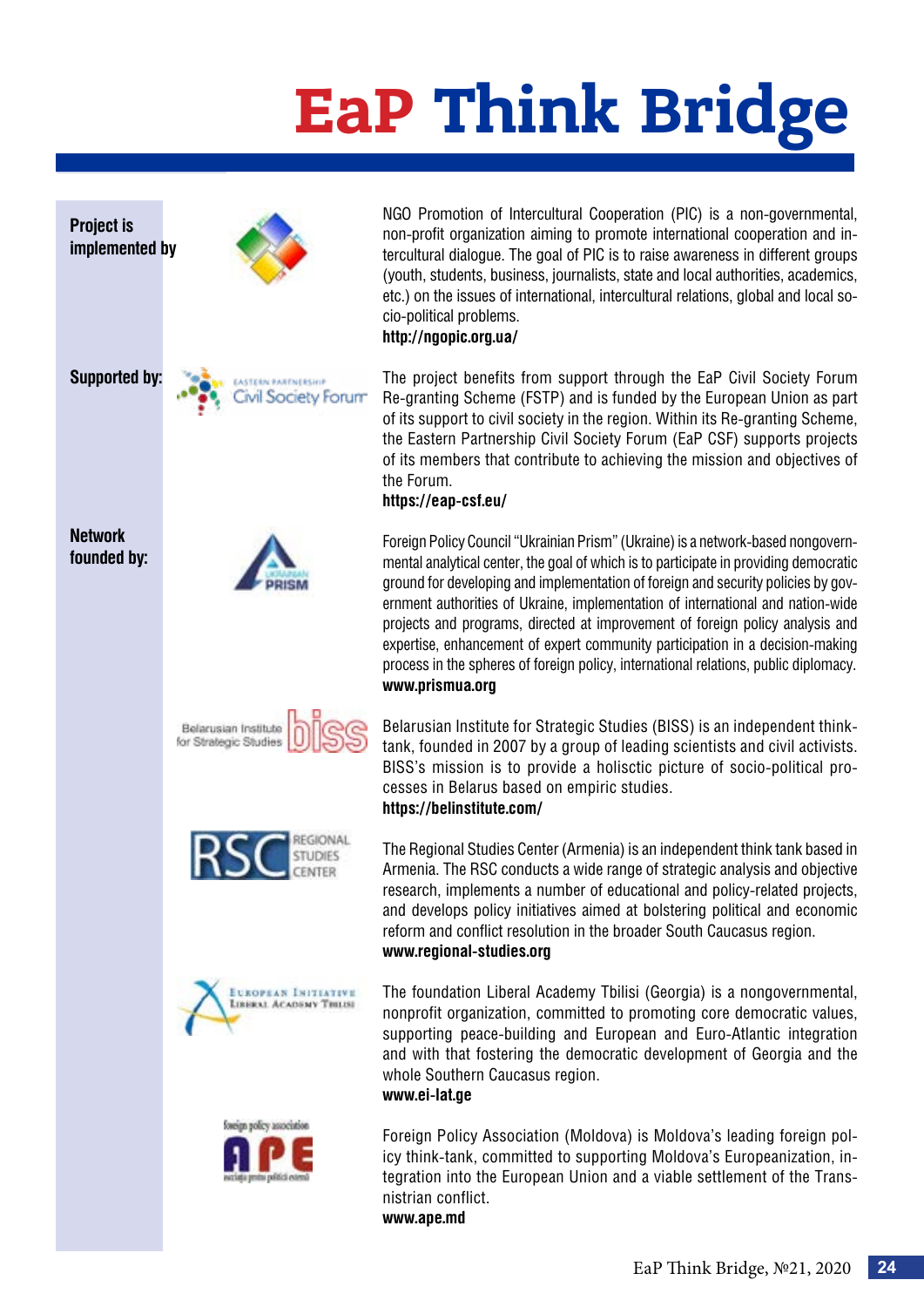# EaP Think Bridge

**Project is implemented by**

NGO Promotion of Intercultural Cooperation (PIC) is a non-governmental, non-profit organization aiming to promote international cooperation and intercultural dialogue. The goal of PIC is to raise awareness in different groups (youth, students, business, journalists, state and local authorities, academics, etc.) on the issues of international, intercultural relations, global and local socio-political problems.
**http://ngopic.org.ua/**

**Supported by:**

The project benefits from support through the EaP Civil Society Forum Re-granting Scheme (FSTP) and is funded by the European Union as part of its support to civil society in the region. Within its Re-granting Scheme, the Eastern Partnership Civil Society Forum (EaP CSF) supports projects of its members that contribute to achieving the mission and objectives of the Forum.
**https://eap-csf.eu/**

**Network founded by:**

Foreign Policy Council "Ukrainian Prism" (Ukraine) is a network-based nongovernmental analytical center, the goal of which is to participate in providing democratic ground for developing and implementation of foreign and security policies by government authorities of Ukraine, implementation of international and nation-wide projects and programs, directed at improvement of foreign policy analysis and expertise, enhancement of expert community participation in a decision-making process in the spheres of foreign policy, international relations, public diplomacy.
**www.prismua.org**

Belarusian Institute for Strategic Studies (BISS) is an independent think-tank, founded in 2007 by a group of leading scientists and civil activists. BISS's mission is to provide a holisctic picture of socio-political processes in Belarus based on empiric studies.
**https://belinstitute.com/**

The Regional Studies Center (Armenia) is an independent think tank based in Armenia. The RSC conducts a wide range of strategic analysis and objective research, implements a number of educational and policy-related projects, and develops policy initiatives aimed at bolstering political and economic reform and conflict resolution in the broader South Caucasus region.
**www.regional-studies.org**

The foundation Liberal Academy Tbilisi (Georgia) is a nongovernmental, nonprofit organization, committed to promoting core democratic values, supporting peace-building and European and Euro-Atlantic integration and with that fostering the democratic development of Georgia and the whole Southern Caucasus region.
**www.ei-lat.ge**

Foreign Policy Association (Moldova) is Moldova's leading foreign policy think-tank, committed to supporting Moldova's Europeanization, integration into the European Union and a viable settlement of the Transnistrian conflict.
**www.ape.md**